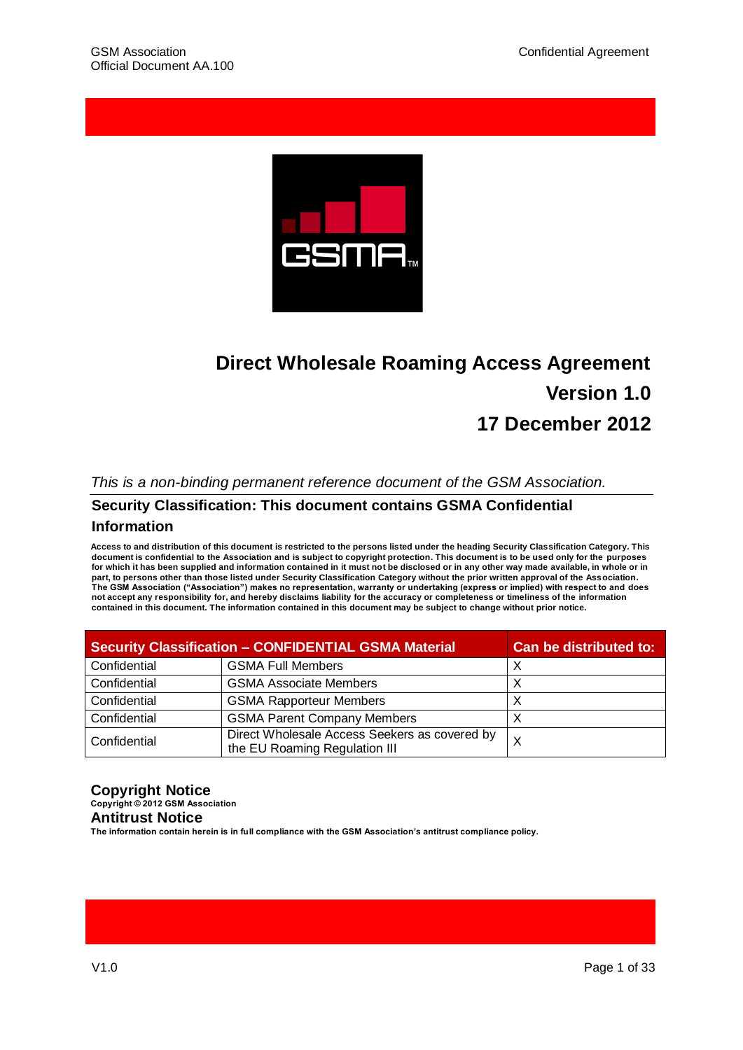# Direct Wholesale Roaming Access Agreement

**Version 1.0**

**17 December 2012**

*This is a non-binding permanent reference document of the GSM Association.*

## Security Classification: This document contains GSMA Confidential Information

**Access to and distribution of this document is restricted to the persons listed under the heading Security Classification Category. This document is confidential to the Association and is subject to copyright protection. This document is to be used only for the purposes for which it has been supplied and information contained in it must not be disclosed or in any other way made available, in whole or in part, to persons other than those listed under Security Classification Category without the prior written approval of the Association. The GSM Association ("Association") makes no representation, warranty or undertaking (express or implied) with respect to and does not accept any responsibility for, and hereby disclaims liability for the accuracy or completeness or timeliness of the information contained in this document. The information contained in this document may be subject to change without prior notice.**

| Security Classification – CONFIDENTIAL GSMA Material | | Can be distributed to: |
|---|---|---|
| Confidential | GSMA Full Members | X |
| Confidential | GSMA Associate Members | X |
| Confidential | GSMA Rapporteur Members | X |
| Confidential | GSMA Parent Company Members | X |
| Confidential | Direct Wholesale Access Seekers as covered by the EU Roaming Regulation III | X |

## Copyright Notice

**Copyright © 2012 GSM Association**

## Antitrust Notice

**The information contain herein is in full compliance with the GSM Association's antitrust compliance policy.**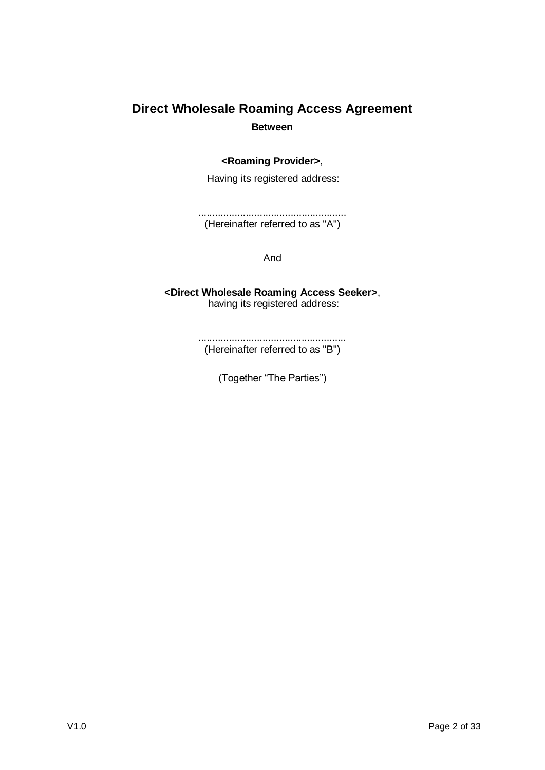# Direct Wholesale Roaming Access Agreement

**Between**

**<Roaming Provider>**,

Having its registered address:

.....................................................

(Hereinafter referred to as "A")

And

**<Direct Wholesale Roaming Access Seeker>**,

having its registered address:

.....................................................

(Hereinafter referred to as "B")

(Together "The Parties")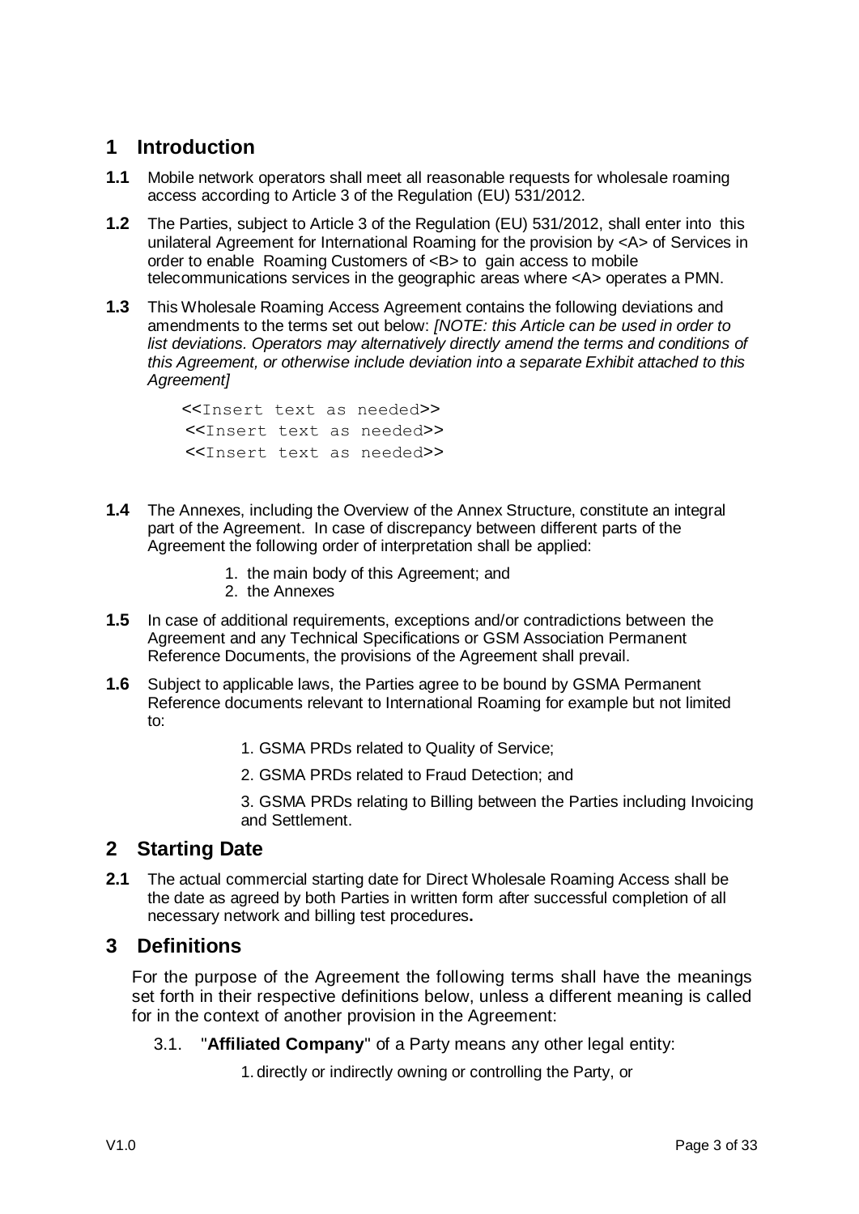## 1 Introduction

**1.1** Mobile network operators shall meet all reasonable requests for wholesale roaming access according to Article 3 of the Regulation (EU) 531/2012.

**1.2** The Parties, subject to Article 3 of the Regulation (EU) 531/2012, shall enter into this unilateral Agreement for International Roaming for the provision by <A> of Services in order to enable Roaming Customers of <B> to gain access to mobile telecommunications services in the geographic areas where <A> operates a PMN.

**1.3** This Wholesale Roaming Access Agreement contains the following deviations and amendments to the terms set out below: *[NOTE: this Article can be used in order to list deviations. Operators may alternatively directly amend the terms and conditions of this Agreement, or otherwise include deviation into a separate Exhibit attached to this Agreement]*

<<Insert text as needed>>
<<Insert text as needed>>
<<Insert text as needed>>

**1.4** The Annexes, including the Overview of the Annex Structure, constitute an integral part of the Agreement. In case of discrepancy between different parts of the Agreement the following order of interpretation shall be applied:

1. the main body of this Agreement; and
2. the Annexes

**1.5** In case of additional requirements, exceptions and/or contradictions between the Agreement and any Technical Specifications or GSM Association Permanent Reference Documents, the provisions of the Agreement shall prevail.

**1.6** Subject to applicable laws, the Parties agree to be bound by GSMA Permanent Reference documents relevant to International Roaming for example but not limited to:

1. GSMA PRDs related to Quality of Service;
2. GSMA PRDs related to Fraud Detection; and
3. GSMA PRDs relating to Billing between the Parties including Invoicing and Settlement.

## 2 Starting Date

**2.1** The actual commercial starting date for Direct Wholesale Roaming Access shall be the date as agreed by both Parties in written form after successful completion of all necessary network and billing test procedures**.**

## 3 Definitions

For the purpose of the Agreement the following terms shall have the meanings set forth in their respective definitions below, unless a different meaning is called for in the context of another provision in the Agreement:

3.1. "**Affiliated Company**" of a Party means any other legal entity:

1. directly or indirectly owning or controlling the Party, or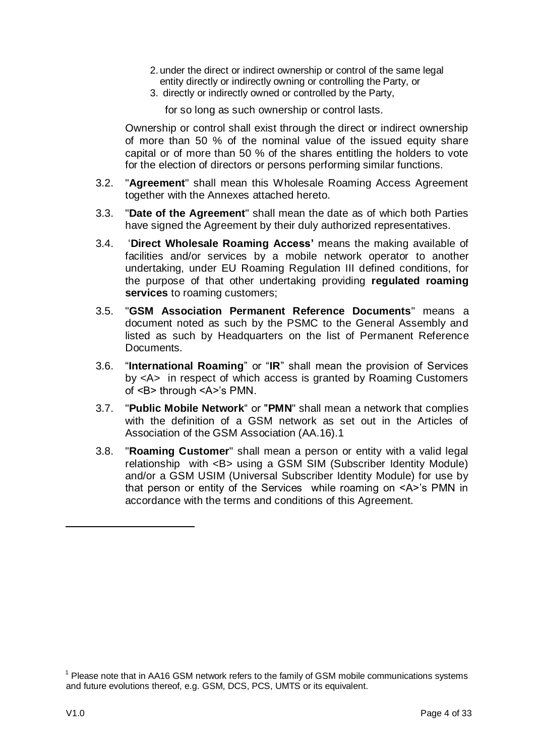2. under the direct or indirect ownership or control of the same legal entity directly or indirectly owning or controlling the Party, or
3. directly or indirectly owned or controlled by the Party,

   for so long as such ownership or control lasts.

Ownership or control shall exist through the direct or indirect ownership of more than 50 % of the nominal value of the issued equity share capital or of more than 50 % of the shares entitling the holders to vote for the election of directors or persons performing similar functions.

3.2. "**Agreement**" shall mean this Wholesale Roaming Access Agreement together with the Annexes attached hereto.

3.3. "**Date of the Agreement**" shall mean the date as of which both Parties have signed the Agreement by their duly authorized representatives.

3.4. '**Direct Wholesale Roaming Access'** means the making available of facilities and/or services by a mobile network operator to another undertaking, under EU Roaming Regulation III defined conditions, for the purpose of that other undertaking providing **regulated roaming services** to roaming customers;

3.5. "**GSM Association Permanent Reference Documents**" means a document noted as such by the PSMC to the General Assembly and listed as such by Headquarters on the list of Permanent Reference Documents.

3.6. "**International Roaming**" or "**IR**" shall mean the provision of Services by <A> in respect of which access is granted by Roaming Customers of <B> through <A>'s PMN.

3.7. "**Public Mobile Network**" or "**PMN**" shall mean a network that complies with the definition of a GSM network as set out in the Articles of Association of the GSM Association (AA.16).[1]

3.8. "**Roaming Customer**" shall mean a person or entity with a valid legal relationship with <B> using a GSM SIM (Subscriber Identity Module) and/or a GSM USIM (Universal Subscriber Identity Module) for use by that person or entity of the Services while roaming on <A>'s PMN in accordance with the terms and conditions of this Agreement.

---

[1] Please note that in AA16 GSM network refers to the family of GSM mobile communications systems and future evolutions thereof, e.g. GSM, DCS, PCS, UMTS or its equivalent.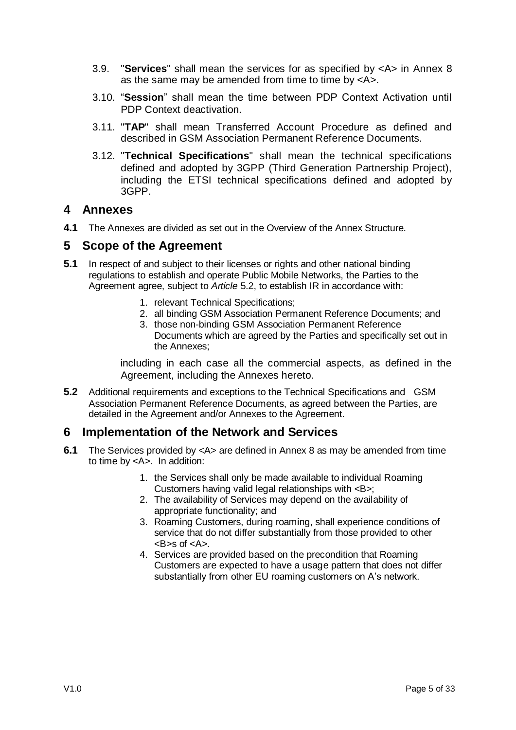3.9. "**Services**" shall mean the services for as specified by <A> in Annex 8 as the same may be amended from time to time by <A>.

3.10. "**Session**" shall mean the time between PDP Context Activation until PDP Context deactivation.

3.11. "**TAP**" shall mean Transferred Account Procedure as defined and described in GSM Association Permanent Reference Documents.

3.12. "**Technical Specifications**" shall mean the technical specifications defined and adopted by 3GPP (Third Generation Partnership Project), including the ETSI technical specifications defined and adopted by 3GPP.

## 4 Annexes

**4.1** The Annexes are divided as set out in the Overview of the Annex Structure.

## 5 Scope of the Agreement

**5.1** In respect of and subject to their licenses or rights and other national binding regulations to establish and operate Public Mobile Networks, the Parties to the Agreement agree, subject to *Article* 5.2, to establish IR in accordance with:

1. relevant Technical Specifications;
2. all binding GSM Association Permanent Reference Documents; and
3. those non-binding GSM Association Permanent Reference Documents which are agreed by the Parties and specifically set out in the Annexes;

including in each case all the commercial aspects, as defined in the Agreement, including the Annexes hereto.

**5.2** Additional requirements and exceptions to the Technical Specifications and GSM Association Permanent Reference Documents, as agreed between the Parties, are detailed in the Agreement and/or Annexes to the Agreement.

## 6 Implementation of the Network and Services

**6.1** The Services provided by <A> are defined in Annex 8 as may be amended from time to time by <A>. In addition:

1. the Services shall only be made available to individual Roaming Customers having valid legal relationships with <B>;
2. The availability of Services may depend on the availability of appropriate functionality; and
3. Roaming Customers, during roaming, shall experience conditions of service that do not differ substantially from those provided to other <B>s of <A>.
4. Services are provided based on the precondition that Roaming Customers are expected to have a usage pattern that does not differ substantially from other EU roaming customers on A's network.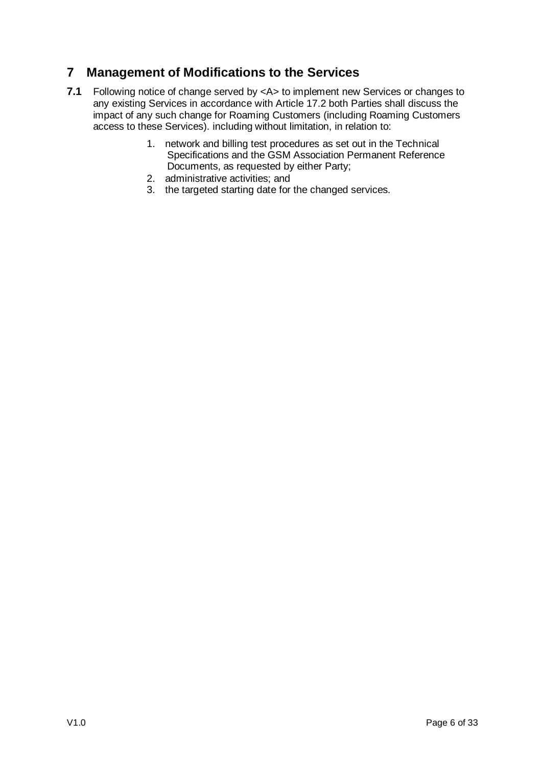# 7 Management of Modifications to the Services

**7.1** Following notice of change served by <A> to implement new Services or changes to any existing Services in accordance with Article 17.2 both Parties shall discuss the impact of any such change for Roaming Customers (including Roaming Customers access to these Services). including without limitation, in relation to:

1. network and billing test procedures as set out in the Technical Specifications and the GSM Association Permanent Reference Documents, as requested by either Party;
2. administrative activities; and
3. the targeted starting date for the changed services.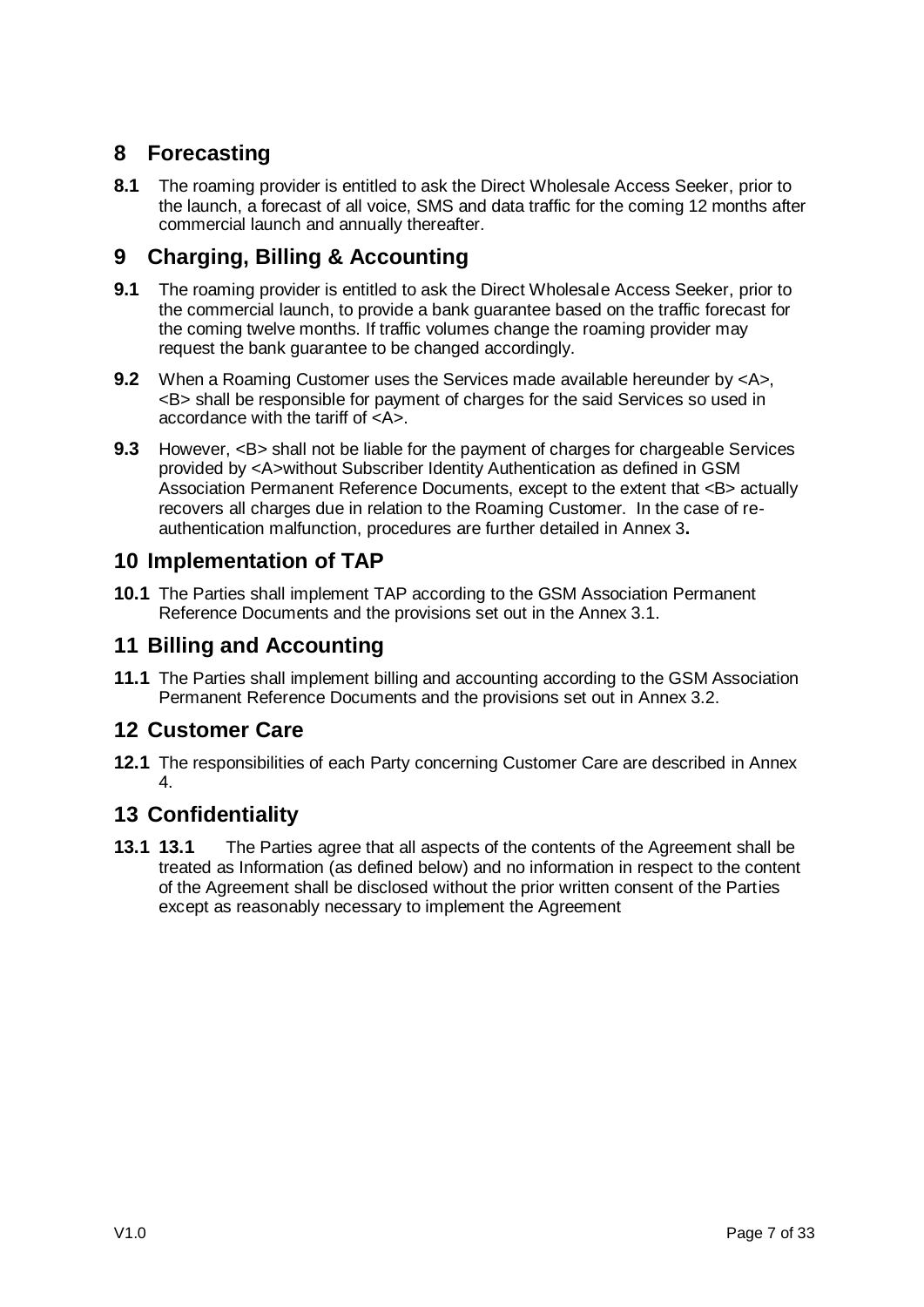## 8 Forecasting

**8.1** The roaming provider is entitled to ask the Direct Wholesale Access Seeker, prior to the launch, a forecast of all voice, SMS and data traffic for the coming 12 months after commercial launch and annually thereafter.

## 9 Charging, Billing & Accounting

**9.1** The roaming provider is entitled to ask the Direct Wholesale Access Seeker, prior to the commercial launch, to provide a bank guarantee based on the traffic forecast for the coming twelve months. If traffic volumes change the roaming provider may request the bank guarantee to be changed accordingly.

**9.2** When a Roaming Customer uses the Services made available hereunder by <A>, <B> shall be responsible for payment of charges for the said Services so used in accordance with the tariff of <A>.

**9.3** However, <B> shall not be liable for the payment of charges for chargeable Services provided by <A>without Subscriber Identity Authentication as defined in GSM Association Permanent Reference Documents, except to the extent that <B> actually recovers all charges due in relation to the Roaming Customer. In the case of re-authentication malfunction, procedures are further detailed in Annex 3**.**

## 10 Implementation of TAP

**10.1** The Parties shall implement TAP according to the GSM Association Permanent Reference Documents and the provisions set out in the Annex 3.1.

## 11 Billing and Accounting

**11.1** The Parties shall implement billing and accounting according to the GSM Association Permanent Reference Documents and the provisions set out in Annex 3.2.

## 12 Customer Care

**12.1** The responsibilities of each Party concerning Customer Care are described in Annex 4.

## 13 Confidentiality

**13.1** **13.1** The Parties agree that all aspects of the contents of the Agreement shall be treated as Information (as defined below) and no information in respect to the content of the Agreement shall be disclosed without the prior written consent of the Parties except as reasonably necessary to implement the Agreement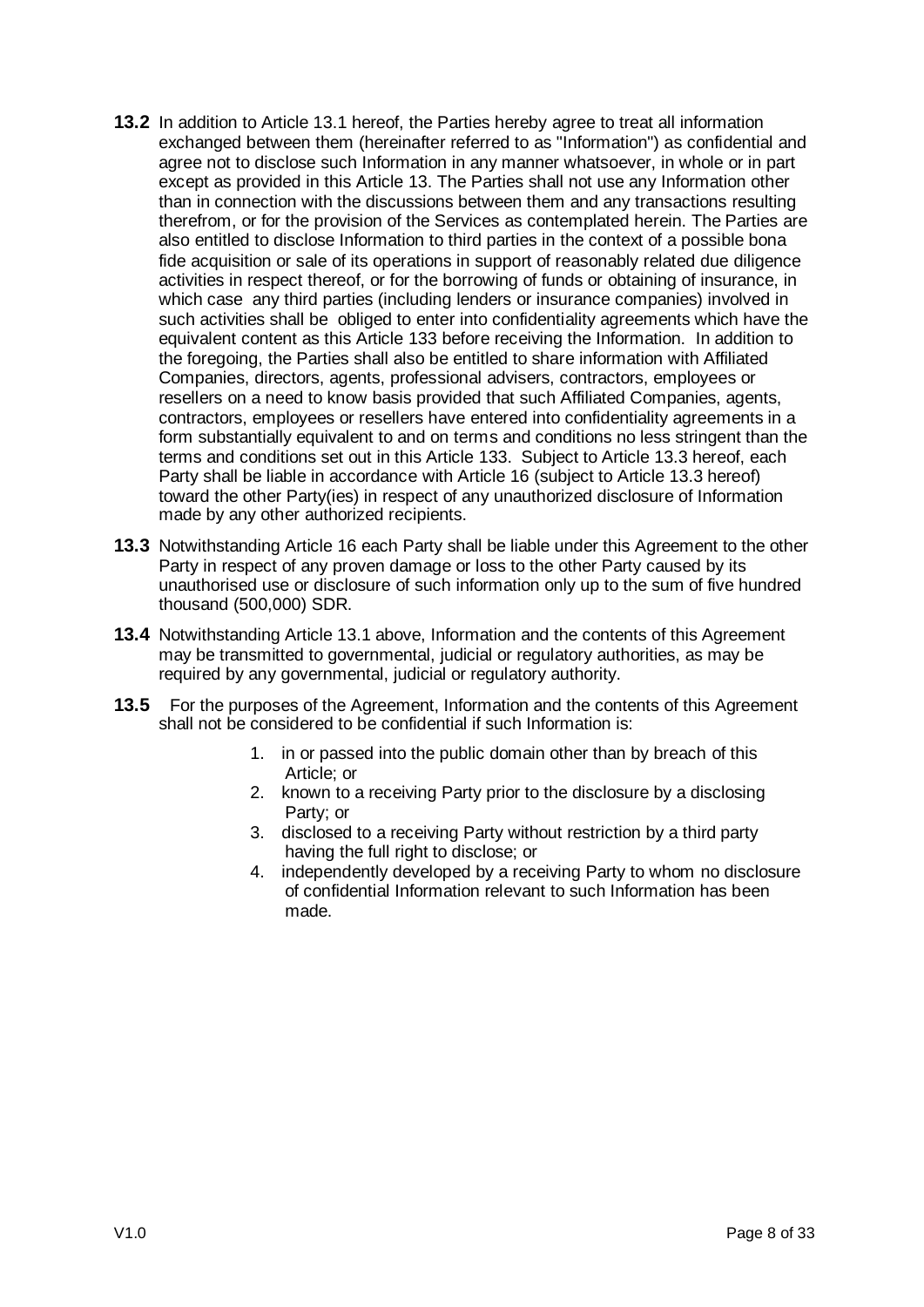**13.2** In addition to Article 13.1 hereof, the Parties hereby agree to treat all information exchanged between them (hereinafter referred to as "Information") as confidential and agree not to disclose such Information in any manner whatsoever, in whole or in part except as provided in this Article 13. The Parties shall not use any Information other than in connection with the discussions between them and any transactions resulting therefrom, or for the provision of the Services as contemplated herein. The Parties are also entitled to disclose Information to third parties in the context of a possible bona fide acquisition or sale of its operations in support of reasonably related due diligence activities in respect thereof, or for the borrowing of funds or obtaining of insurance, in which case any third parties (including lenders or insurance companies) involved in such activities shall be obliged to enter into confidentiality agreements which have the equivalent content as this Article 133 before receiving the Information. In addition to the foregoing, the Parties shall also be entitled to share information with Affiliated Companies, directors, agents, professional advisers, contractors, employees or resellers on a need to know basis provided that such Affiliated Companies, agents, contractors, employees or resellers have entered into confidentiality agreements in a form substantially equivalent to and on terms and conditions no less stringent than the terms and conditions set out in this Article 133. Subject to Article 13.3 hereof, each Party shall be liable in accordance with Article 16 (subject to Article 13.3 hereof) toward the other Party(ies) in respect of any unauthorized disclosure of Information made by any other authorized recipients.

**13.3** Notwithstanding Article 16 each Party shall be liable under this Agreement to the other Party in respect of any proven damage or loss to the other Party caused by its unauthorised use or disclosure of such information only up to the sum of five hundred thousand (500,000) SDR.

**13.4** Notwithstanding Article 13.1 above, Information and the contents of this Agreement may be transmitted to governmental, judicial or regulatory authorities, as may be required by any governmental, judicial or regulatory authority.

**13.5** For the purposes of the Agreement, Information and the contents of this Agreement shall not be considered to be confidential if such Information is:

1. in or passed into the public domain other than by breach of this Article; or
2. known to a receiving Party prior to the disclosure by a disclosing Party; or
3. disclosed to a receiving Party without restriction by a third party having the full right to disclose; or
4. independently developed by a receiving Party to whom no disclosure of confidential Information relevant to such Information has been made.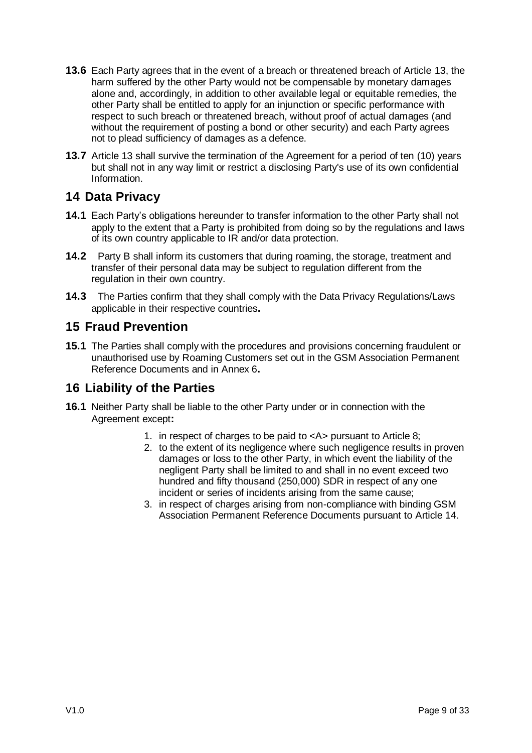**13.6** Each Party agrees that in the event of a breach or threatened breach of Article 13, the harm suffered by the other Party would not be compensable by monetary damages alone and, accordingly, in addition to other available legal or equitable remedies, the other Party shall be entitled to apply for an injunction or specific performance with respect to such breach or threatened breach, without proof of actual damages (and without the requirement of posting a bond or other security) and each Party agrees not to plead sufficiency of damages as a defence.

**13.7** Article 13 shall survive the termination of the Agreement for a period of ten (10) years but shall not in any way limit or restrict a disclosing Party's use of its own confidential Information.

## 14 Data Privacy

**14.1** Each Party's obligations hereunder to transfer information to the other Party shall not apply to the extent that a Party is prohibited from doing so by the regulations and laws of its own country applicable to IR and/or data protection.

**14.2** Party B shall inform its customers that during roaming, the storage, treatment and transfer of their personal data may be subject to regulation different from the regulation in their own country.

**14.3** The Parties confirm that they shall comply with the Data Privacy Regulations/Laws applicable in their respective countries**.**

## 15 Fraud Prevention

**15.1** The Parties shall comply with the procedures and provisions concerning fraudulent or unauthorised use by Roaming Customers set out in the GSM Association Permanent Reference Documents and in Annex 6**.**

## 16 Liability of the Parties

**16.1** Neither Party shall be liable to the other Party under or in connection with the Agreement except**:**

1. in respect of charges to be paid to <A> pursuant to Article 8;
2. to the extent of its negligence where such negligence results in proven damages or loss to the other Party, in which event the liability of the negligent Party shall be limited to and shall in no event exceed two hundred and fifty thousand (250,000) SDR in respect of any one incident or series of incidents arising from the same cause;
3. in respect of charges arising from non-compliance with binding GSM Association Permanent Reference Documents pursuant to Article 14.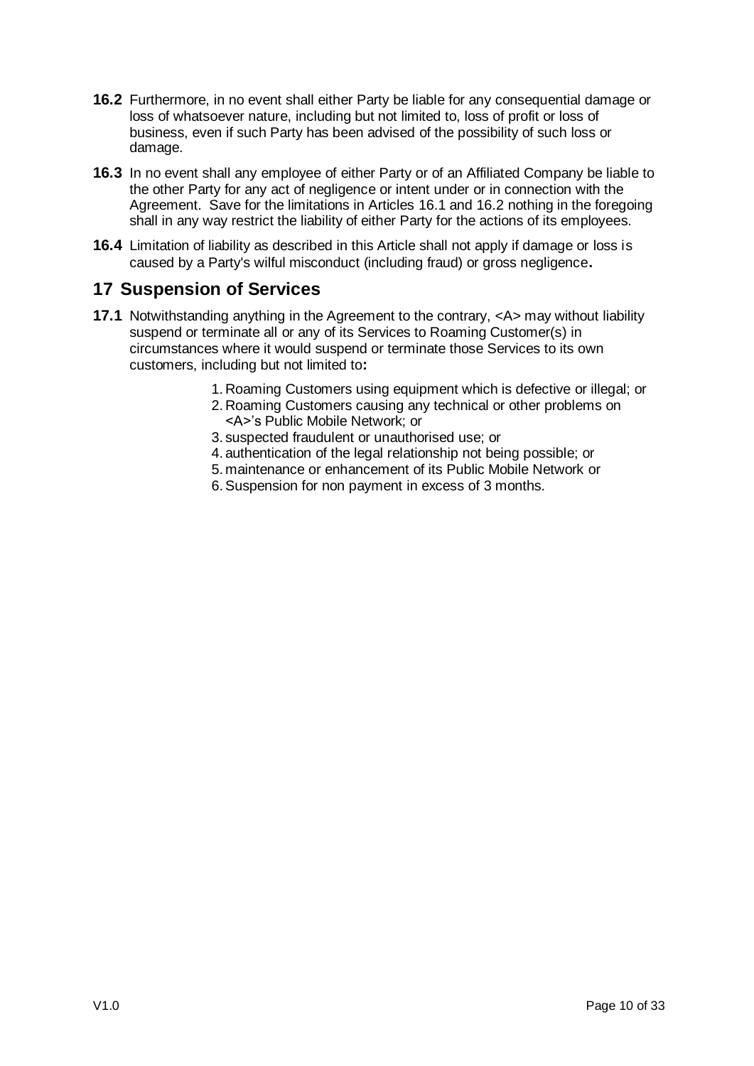**16.2** Furthermore, in no event shall either Party be liable for any consequential damage or loss of whatsoever nature, including but not limited to, loss of profit or loss of business, even if such Party has been advised of the possibility of such loss or damage.

**16.3** In no event shall any employee of either Party or of an Affiliated Company be liable to the other Party for any act of negligence or intent under or in connection with the Agreement. Save for the limitations in Articles 16.1 and 16.2 nothing in the foregoing shall in any way restrict the liability of either Party for the actions of its employees.

**16.4** Limitation of liability as described in this Article shall not apply if damage or loss is caused by a Party's wilful misconduct (including fraud) or gross negligence**.**

## 17 Suspension of Services

**17.1** Notwithstanding anything in the Agreement to the contrary, <A> may without liability suspend or terminate all or any of its Services to Roaming Customer(s) in circumstances where it would suspend or terminate those Services to its own customers, including but not limited to**:**

1. Roaming Customers using equipment which is defective or illegal; or
2. Roaming Customers causing any technical or other problems on <A>'s Public Mobile Network; or
3. suspected fraudulent or unauthorised use; or
4. authentication of the legal relationship not being possible; or
5. maintenance or enhancement of its Public Mobile Network or
6. Suspension for non payment in excess of 3 months.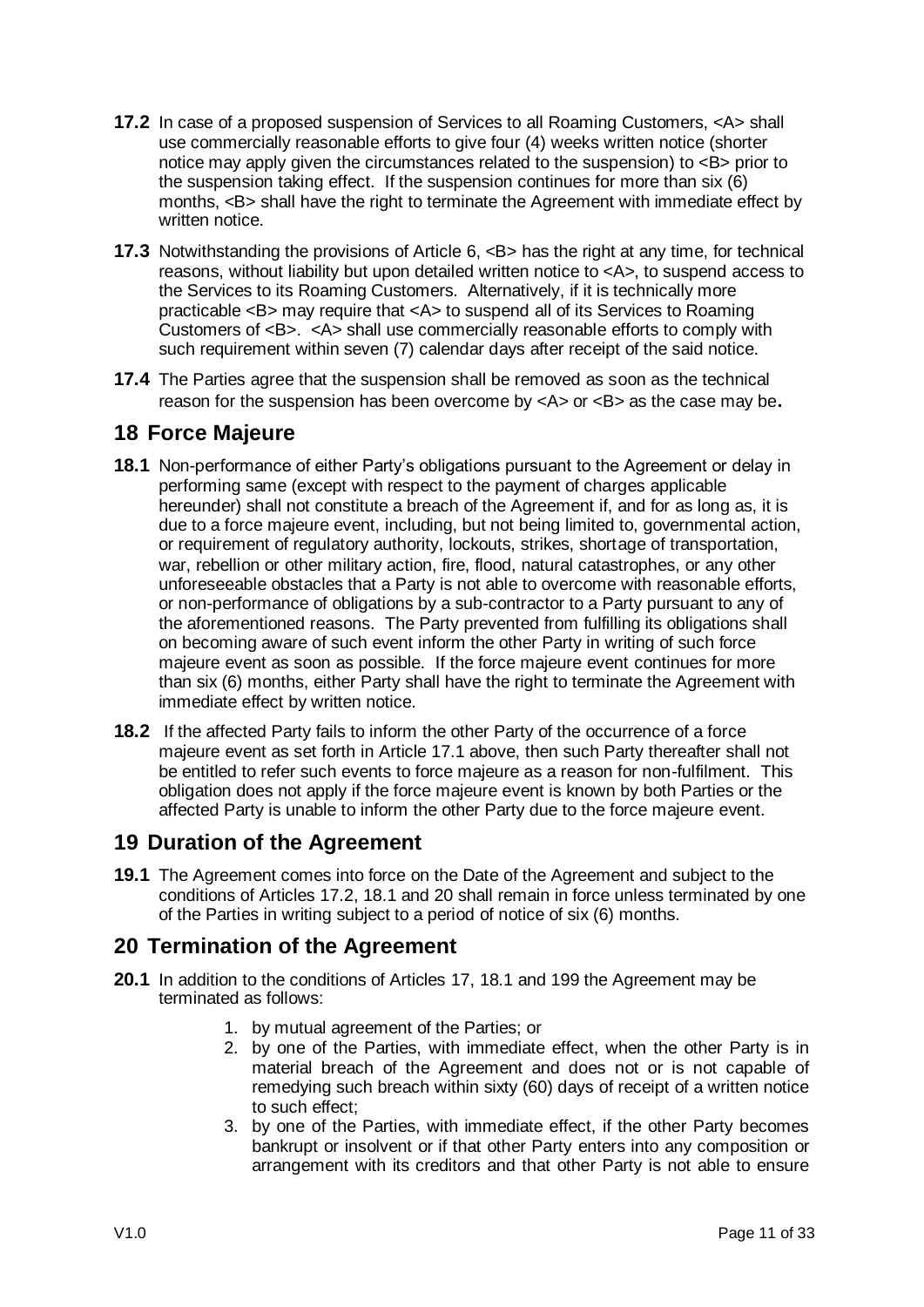**17.2** In case of a proposed suspension of Services to all Roaming Customers, <A> shall use commercially reasonable efforts to give four (4) weeks written notice (shorter notice may apply given the circumstances related to the suspension) to <B> prior to the suspension taking effect. If the suspension continues for more than six (6) months, <B> shall have the right to terminate the Agreement with immediate effect by written notice.

**17.3** Notwithstanding the provisions of Article 6, <B> has the right at any time, for technical reasons, without liability but upon detailed written notice to <A>, to suspend access to the Services to its Roaming Customers. Alternatively, if it is technically more practicable <B> may require that <A> to suspend all of its Services to Roaming Customers of <B>. <A> shall use commercially reasonable efforts to comply with such requirement within seven (7) calendar days after receipt of the said notice.

**17.4** The Parties agree that the suspension shall be removed as soon as the technical reason for the suspension has been overcome by <A> or <B> as the case may be**.**

## 18 Force Majeure

**18.1** Non-performance of either Party's obligations pursuant to the Agreement or delay in performing same (except with respect to the payment of charges applicable hereunder) shall not constitute a breach of the Agreement if, and for as long as, it is due to a force majeure event, including, but not being limited to, governmental action, or requirement of regulatory authority, lockouts, strikes, shortage of transportation, war, rebellion or other military action, fire, flood, natural catastrophes, or any other unforeseeable obstacles that a Party is not able to overcome with reasonable efforts, or non-performance of obligations by a sub-contractor to a Party pursuant to any of the aforementioned reasons. The Party prevented from fulfilling its obligations shall on becoming aware of such event inform the other Party in writing of such force majeure event as soon as possible. If the force majeure event continues for more than six (6) months, either Party shall have the right to terminate the Agreement with immediate effect by written notice.

**18.2** If the affected Party fails to inform the other Party of the occurrence of a force majeure event as set forth in Article 17.1 above, then such Party thereafter shall not be entitled to refer such events to force majeure as a reason for non-fulfilment. This obligation does not apply if the force majeure event is known by both Parties or the affected Party is unable to inform the other Party due to the force majeure event.

## 19 Duration of the Agreement

**19.1** The Agreement comes into force on the Date of the Agreement and subject to the conditions of Articles 17.2, 18.1 and 20 shall remain in force unless terminated by one of the Parties in writing subject to a period of notice of six (6) months.

## 20 Termination of the Agreement

**20.1** In addition to the conditions of Articles 17, 18.1 and 199 the Agreement may be terminated as follows:

1. by mutual agreement of the Parties; or
2. by one of the Parties, with immediate effect, when the other Party is in material breach of the Agreement and does not or is not capable of remedying such breach within sixty (60) days of receipt of a written notice to such effect;
3. by one of the Parties, with immediate effect, if the other Party becomes bankrupt or insolvent or if that other Party enters into any composition or arrangement with its creditors and that other Party is not able to ensure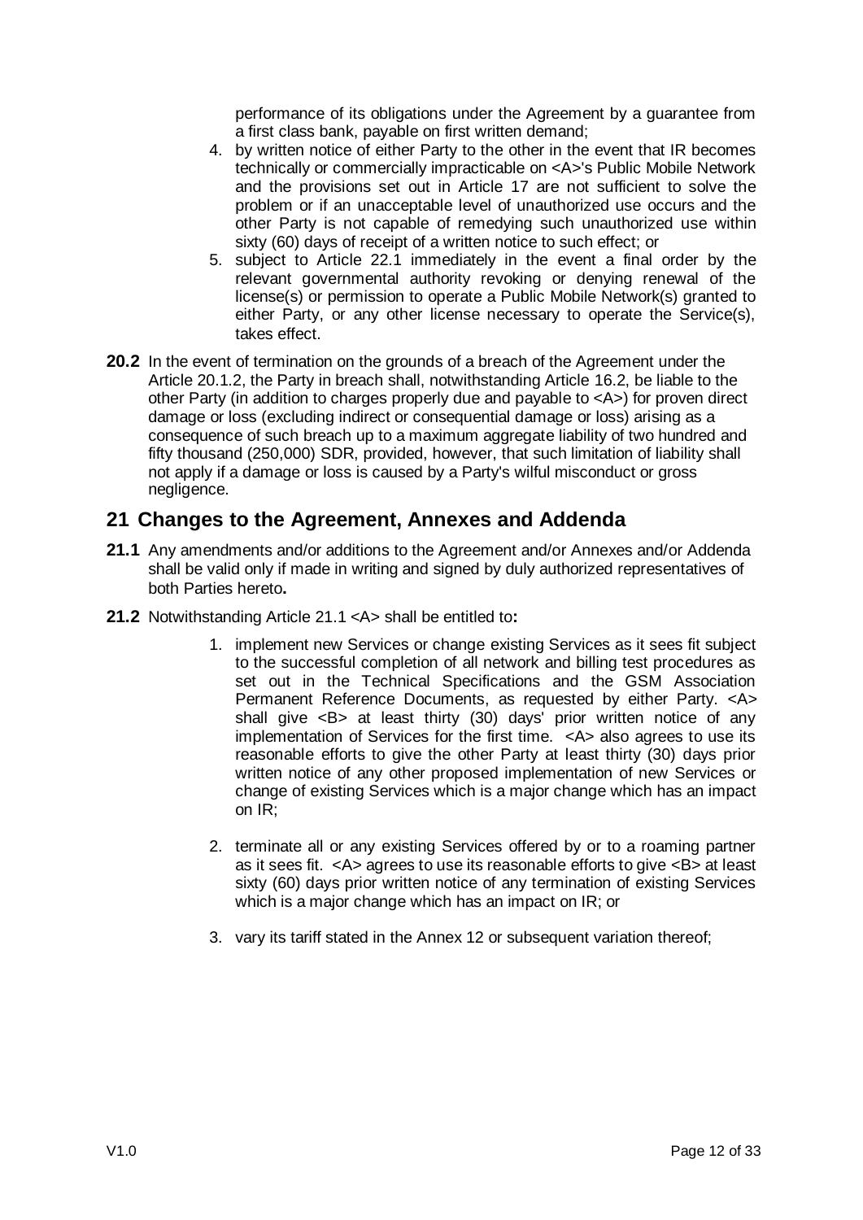performance of its obligations under the Agreement by a guarantee from a first class bank, payable on first written demand;

4. by written notice of either Party to the other in the event that IR becomes technically or commercially impracticable on <A>'s Public Mobile Network and the provisions set out in Article 17 are not sufficient to solve the problem or if an unacceptable level of unauthorized use occurs and the other Party is not capable of remedying such unauthorized use within sixty (60) days of receipt of a written notice to such effect; or
5. subject to Article 22.1 immediately in the event a final order by the relevant governmental authority revoking or denying renewal of the license(s) or permission to operate a Public Mobile Network(s) granted to either Party, or any other license necessary to operate the Service(s), takes effect.

**20.2** In the event of termination on the grounds of a breach of the Agreement under the Article 20.1.2, the Party in breach shall, notwithstanding Article 16.2, be liable to the other Party (in addition to charges properly due and payable to <A>) for proven direct damage or loss (excluding indirect or consequential damage or loss) arising as a consequence of such breach up to a maximum aggregate liability of two hundred and fifty thousand (250,000) SDR, provided, however, that such limitation of liability shall not apply if a damage or loss is caused by a Party's wilful misconduct or gross negligence.

## 21 Changes to the Agreement, Annexes and Addenda

**21.1** Any amendments and/or additions to the Agreement and/or Annexes and/or Addenda shall be valid only if made in writing and signed by duly authorized representatives of both Parties hereto**.**

**21.2** Notwithstanding Article 21.1 <A> shall be entitled to**:**

1. implement new Services or change existing Services as it sees fit subject to the successful completion of all network and billing test procedures as set out in the Technical Specifications and the GSM Association Permanent Reference Documents, as requested by either Party. <A> shall give <B> at least thirty (30) days' prior written notice of any implementation of Services for the first time. <A> also agrees to use its reasonable efforts to give the other Party at least thirty (30) days prior written notice of any other proposed implementation of new Services or change of existing Services which is a major change which has an impact on IR;

2. terminate all or any existing Services offered by or to a roaming partner as it sees fit. <A> agrees to use its reasonable efforts to give <B> at least sixty (60) days prior written notice of any termination of existing Services which is a major change which has an impact on IR; or

3. vary its tariff stated in the Annex 12 or subsequent variation thereof;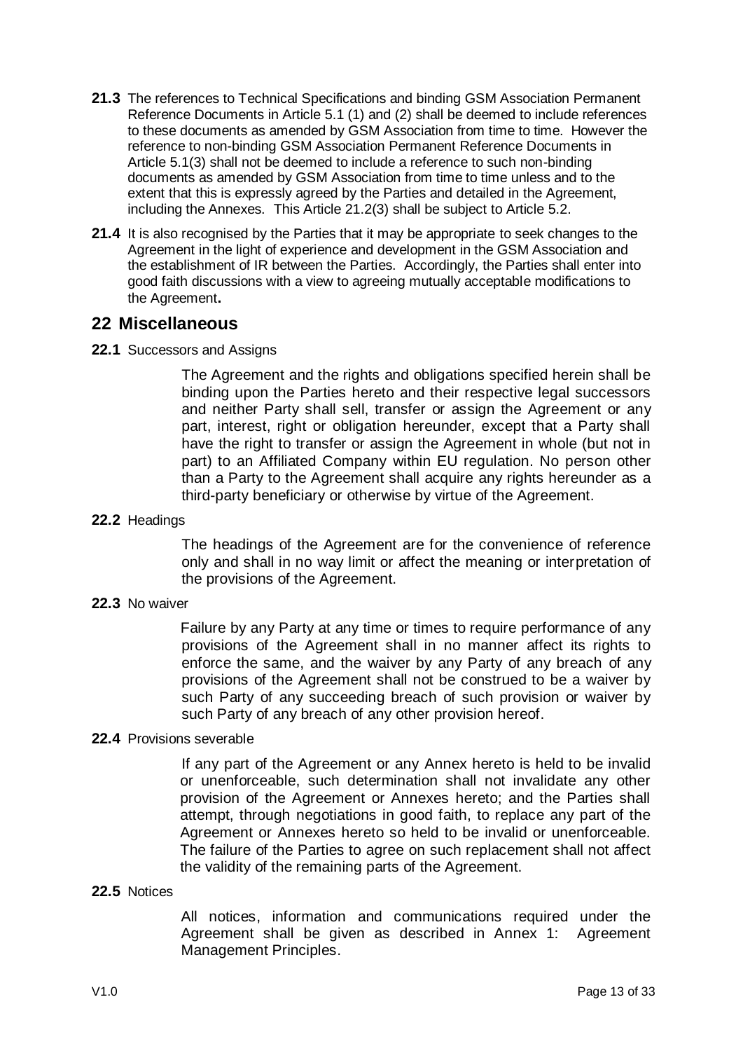**21.3** The references to Technical Specifications and binding GSM Association Permanent Reference Documents in Article 5.1 (1) and (2) shall be deemed to include references to these documents as amended by GSM Association from time to time. However the reference to non-binding GSM Association Permanent Reference Documents in Article 5.1(3) shall not be deemed to include a reference to such non-binding documents as amended by GSM Association from time to time unless and to the extent that this is expressly agreed by the Parties and detailed in the Agreement, including the Annexes. This Article 21.2(3) shall be subject to Article 5.2.

**21.4** It is also recognised by the Parties that it may be appropriate to seek changes to the Agreement in the light of experience and development in the GSM Association and the establishment of IR between the Parties. Accordingly, the Parties shall enter into good faith discussions with a view to agreeing mutually acceptable modifications to the Agreement**.**

## 22 Miscellaneous

**22.1** Successors and Assigns

The Agreement and the rights and obligations specified herein shall be binding upon the Parties hereto and their respective legal successors and neither Party shall sell, transfer or assign the Agreement or any part, interest, right or obligation hereunder, except that a Party shall have the right to transfer or assign the Agreement in whole (but not in part) to an Affiliated Company within EU regulation. No person other than a Party to the Agreement shall acquire any rights hereunder as a third-party beneficiary or otherwise by virtue of the Agreement.

**22.2** Headings

The headings of the Agreement are for the convenience of reference only and shall in no way limit or affect the meaning or interpretation of the provisions of the Agreement.

**22.3** No waiver

Failure by any Party at any time or times to require performance of any provisions of the Agreement shall in no manner affect its rights to enforce the same, and the waiver by any Party of any breach of any provisions of the Agreement shall not be construed to be a waiver by such Party of any succeeding breach of such provision or waiver by such Party of any breach of any other provision hereof.

**22.4** Provisions severable

If any part of the Agreement or any Annex hereto is held to be invalid or unenforceable, such determination shall not invalidate any other provision of the Agreement or Annexes hereto; and the Parties shall attempt, through negotiations in good faith, to replace any part of the Agreement or Annexes hereto so held to be invalid or unenforceable. The failure of the Parties to agree on such replacement shall not affect the validity of the remaining parts of the Agreement.

**22.5** Notices

All notices, information and communications required under the Agreement shall be given as described in Annex 1: Agreement Management Principles.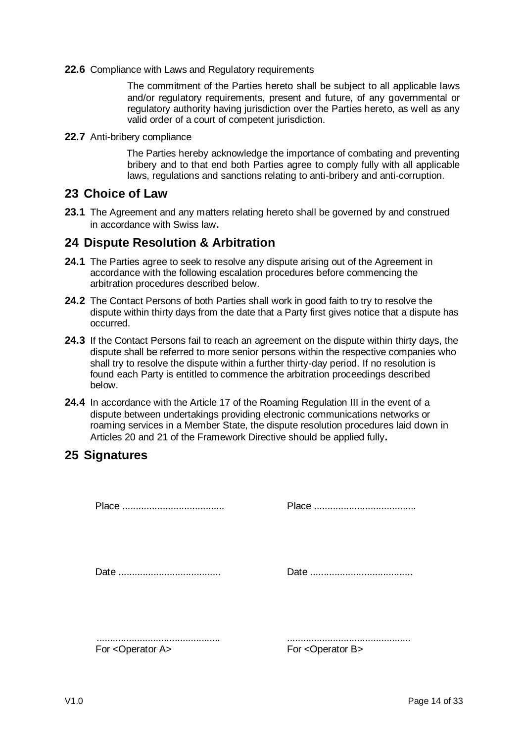**22.6** Compliance with Laws and Regulatory requirements

The commitment of the Parties hereto shall be subject to all applicable laws and/or regulatory requirements, present and future, of any governmental or regulatory authority having jurisdiction over the Parties hereto, as well as any valid order of a court of competent jurisdiction.

**22.7** Anti-bribery compliance

The Parties hereby acknowledge the importance of combating and preventing bribery and to that end both Parties agree to comply fully with all applicable laws, regulations and sanctions relating to anti-bribery and anti-corruption.

## 23 Choice of Law

**23.1** The Agreement and any matters relating hereto shall be governed by and construed in accordance with Swiss law**.**

## 24 Dispute Resolution & Arbitration

**24.1** The Parties agree to seek to resolve any dispute arising out of the Agreement in accordance with the following escalation procedures before commencing the arbitration procedures described below.

**24.2** The Contact Persons of both Parties shall work in good faith to try to resolve the dispute within thirty days from the date that a Party first gives notice that a dispute has occurred.

**24.3** If the Contact Persons fail to reach an agreement on the dispute within thirty days, the dispute shall be referred to more senior persons within the respective companies who shall try to resolve the dispute within a further thirty-day period. If no resolution is found each Party is entitled to commence the arbitration proceedings described below.

**24.4** In accordance with the Article 17 of the Roaming Regulation III in the event of a dispute between undertakings providing electronic communications networks or roaming services in a Member State, the dispute resolution procedures laid down in Articles 20 and 21 of the Framework Directive should be applied fully**.**

## 25 Signatures

| | |
|---|---|
| Place ...................................... | Place ...................................... |
| Date ...................................... | Date ...................................... |
| .............................................. For <Operator A> | .............................................. For <Operator B> |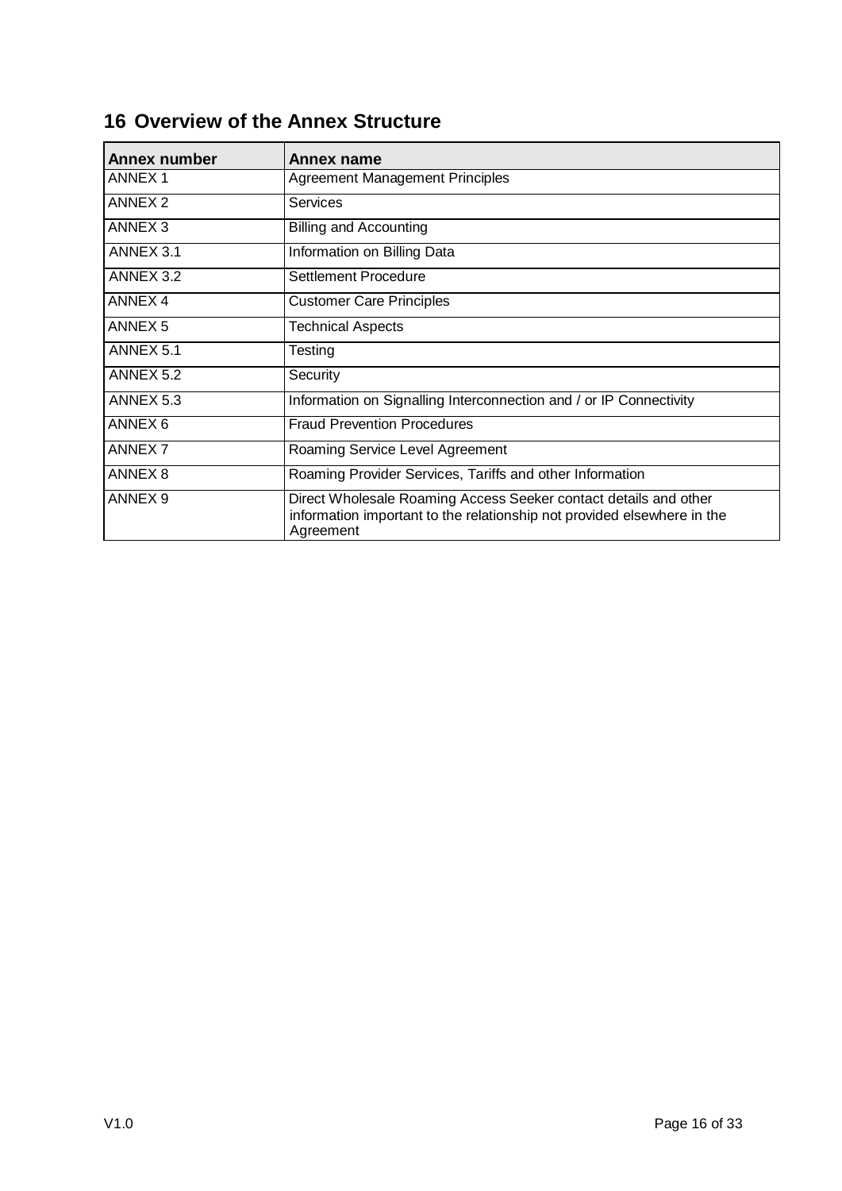# 16 Overview of the Annex Structure

| Annex number | Annex name |
|---|---|
| ANNEX 1 | Agreement Management Principles |
| ANNEX 2 | Services |
| ANNEX 3 | Billing and Accounting |
| ANNEX 3.1 | Information on Billing Data |
| ANNEX 3.2 | Settlement Procedure |
| ANNEX 4 | Customer Care Principles |
| ANNEX 5 | Technical Aspects |
| ANNEX 5.1 | Testing |
| ANNEX 5.2 | Security |
| ANNEX 5.3 | Information on Signalling Interconnection and / or IP Connectivity |
| ANNEX 6 | Fraud Prevention Procedures |
| ANNEX 7 | Roaming Service Level Agreement |
| ANNEX 8 | Roaming Provider Services, Tariffs and other Information |
| ANNEX 9 | Direct Wholesale Roaming Access Seeker contact details and other information important to the relationship not provided elsewhere in the Agreement |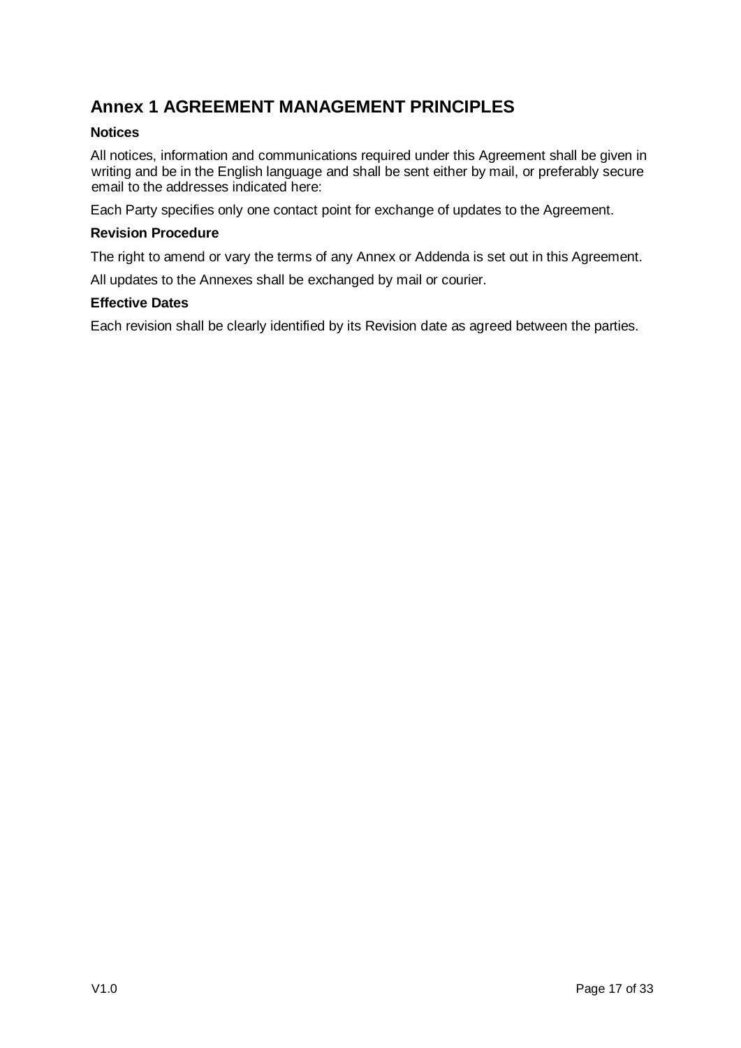# Annex 1 AGREEMENT MANAGEMENT PRINCIPLES

### Notices

All notices, information and communications required under this Agreement shall be given in writing and be in the English language and shall be sent either by mail, or preferably secure email to the addresses indicated here:

Each Party specifies only one contact point for exchange of updates to the Agreement.

### Revision Procedure

The right to amend or vary the terms of any Annex or Addenda is set out in this Agreement.

All updates to the Annexes shall be exchanged by mail or courier.

### Effective Dates

Each revision shall be clearly identified by its Revision date as agreed between the parties.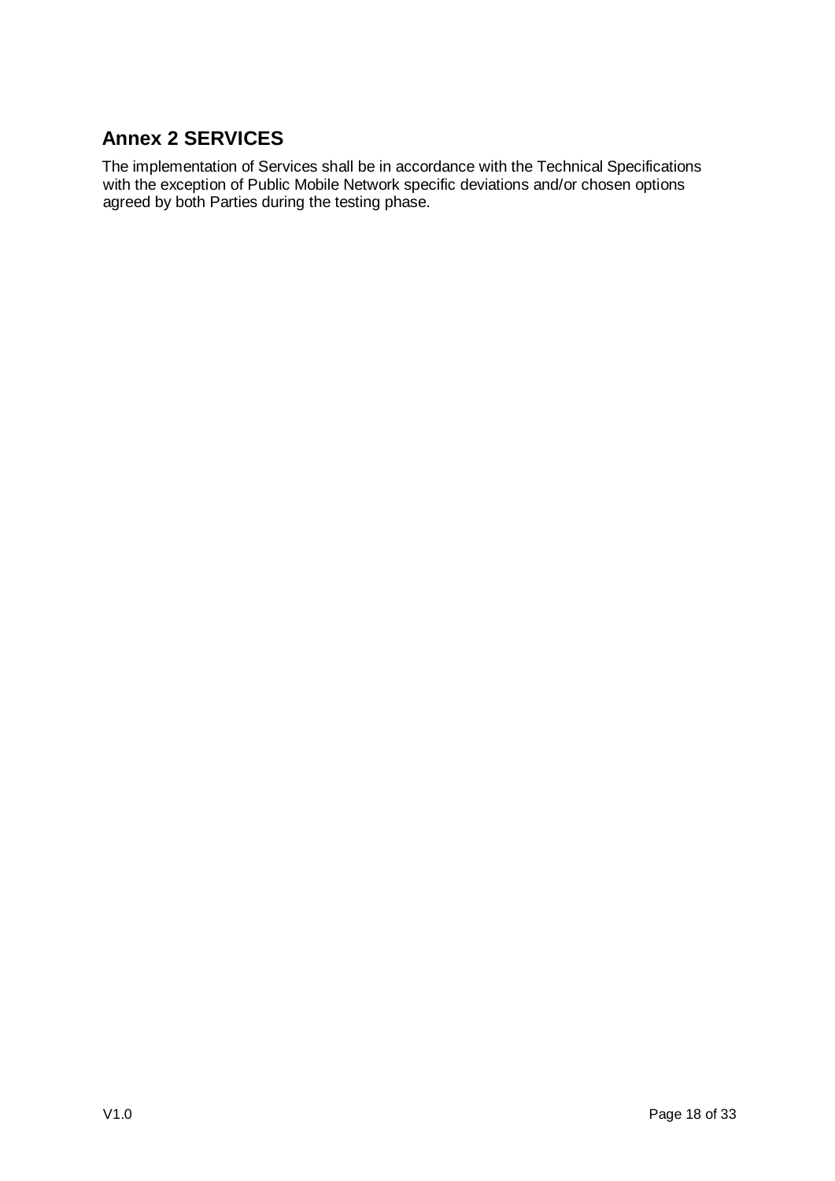## Annex 2 SERVICES

The implementation of Services shall be in accordance with the Technical Specifications with the exception of Public Mobile Network specific deviations and/or chosen options agreed by both Parties during the testing phase.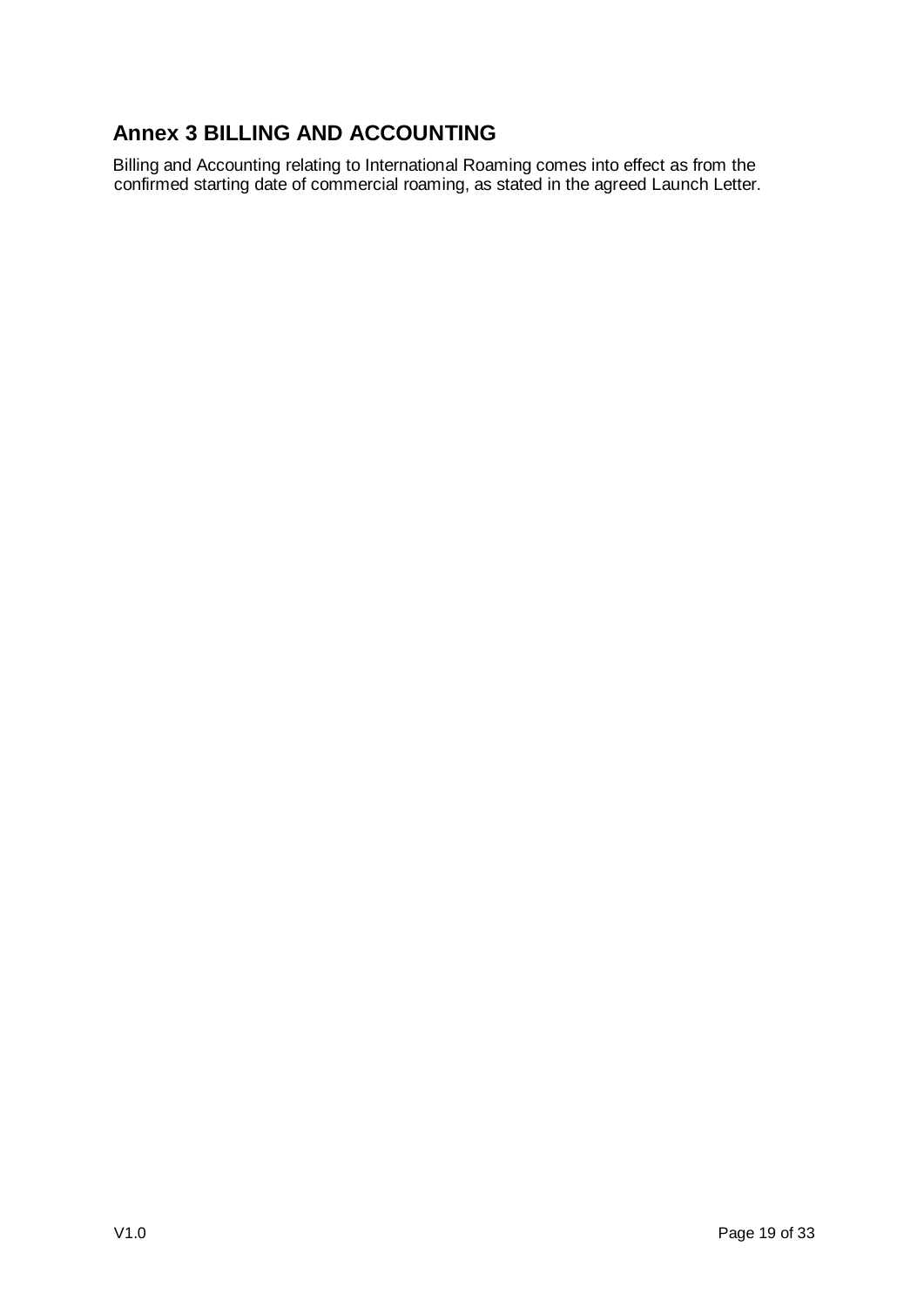## Annex 3 BILLING AND ACCOUNTING

Billing and Accounting relating to International Roaming comes into effect as from the confirmed starting date of commercial roaming, as stated in the agreed Launch Letter.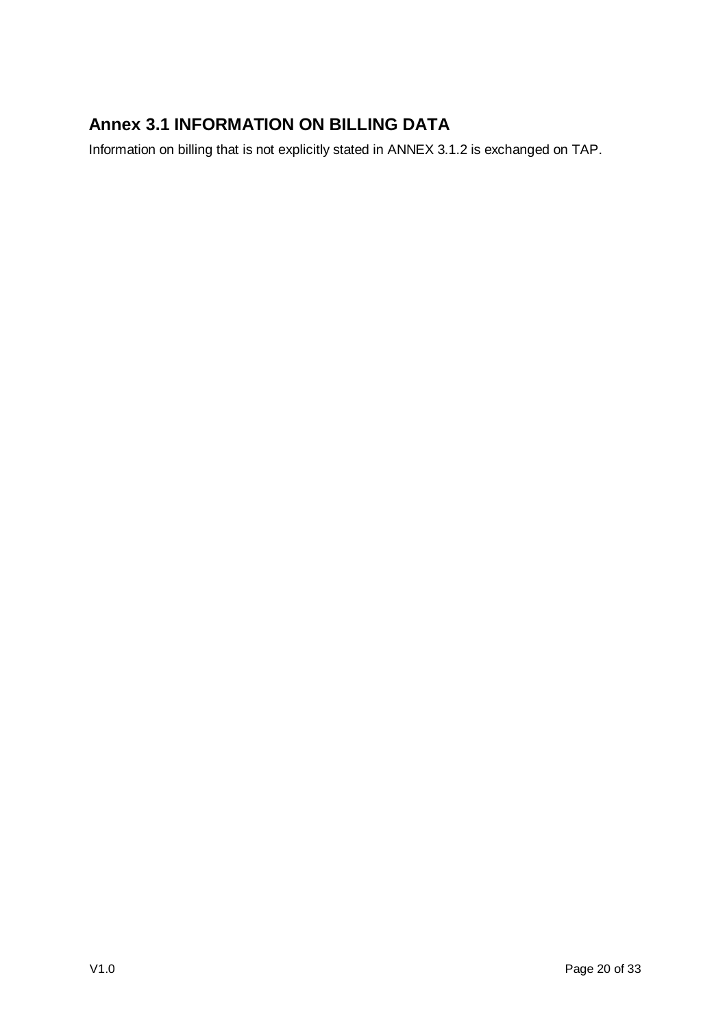## Annex 3.1 INFORMATION ON BILLING DATA

Information on billing that is not explicitly stated in ANNEX 3.1.2 is exchanged on TAP.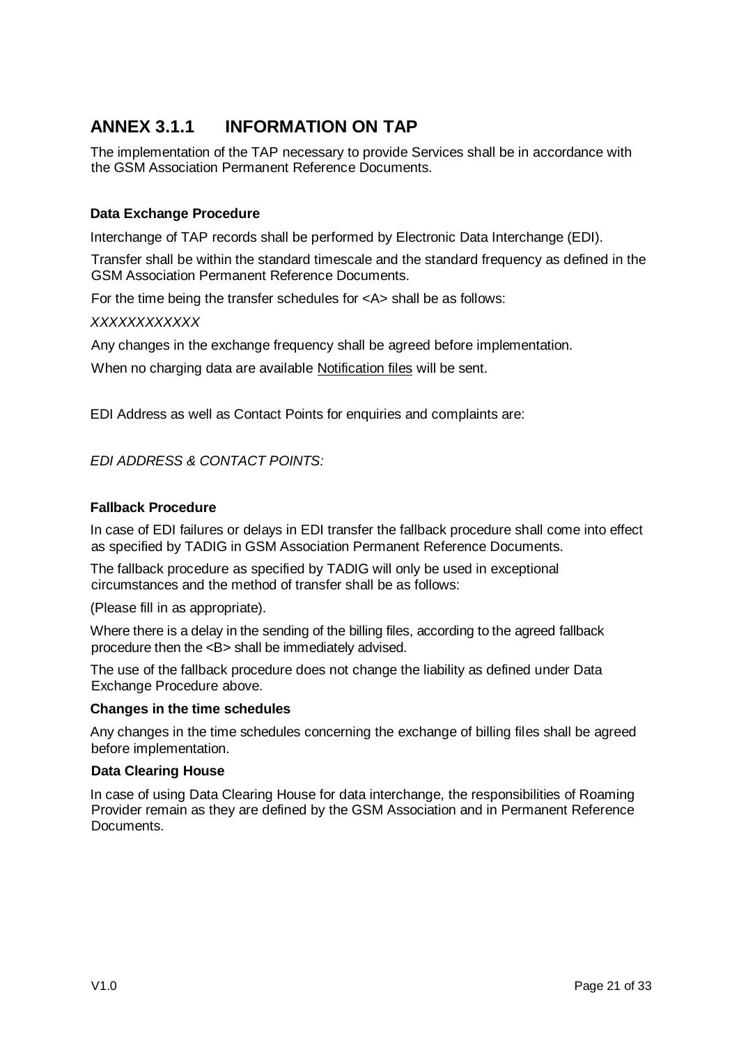# ANNEX 3.1.1 INFORMATION ON TAP

The implementation of the TAP necessary to provide Services shall be in accordance with the GSM Association Permanent Reference Documents.

### Data Exchange Procedure

Interchange of TAP records shall be performed by Electronic Data Interchange (EDI).

Transfer shall be within the standard timescale and the standard frequency as defined in the GSM Association Permanent Reference Documents.

For the time being the transfer schedules for <A> shall be as follows:

*XXXXXXXXXXXX*

Any changes in the exchange frequency shall be agreed before implementation.

When no charging data are available Notification files will be sent.

EDI Address as well as Contact Points for enquiries and complaints are:

*EDI ADDRESS & CONTACT POINTS:*

### Fallback Procedure

In case of EDI failures or delays in EDI transfer the fallback procedure shall come into effect as specified by TADIG in GSM Association Permanent Reference Documents.

The fallback procedure as specified by TADIG will only be used in exceptional circumstances and the method of transfer shall be as follows:

(Please fill in as appropriate).

Where there is a delay in the sending of the billing files, according to the agreed fallback procedure then the <B> shall be immediately advised.

The use of the fallback procedure does not change the liability as defined under Data Exchange Procedure above.

### Changes in the time schedules

Any changes in the time schedules concerning the exchange of billing files shall be agreed before implementation.

### Data Clearing House

In case of using Data Clearing House for data interchange, the responsibilities of Roaming Provider remain as they are defined by the GSM Association and in Permanent Reference Documents.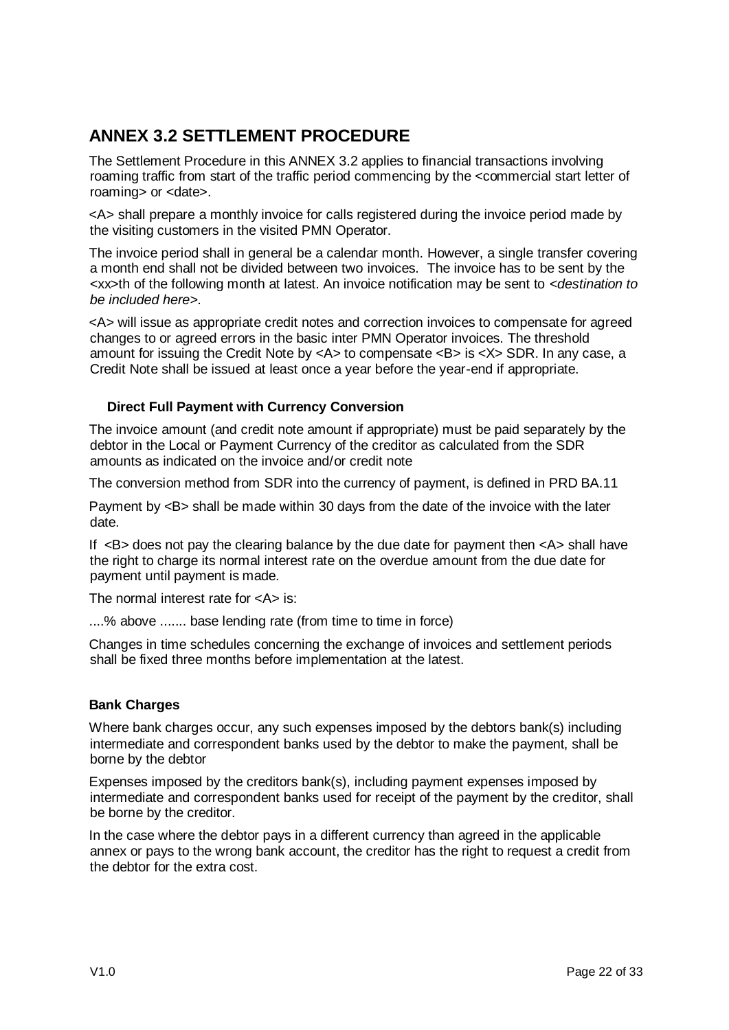# ANNEX 3.2 SETTLEMENT PROCEDURE

The Settlement Procedure in this ANNEX 3.2 applies to financial transactions involving roaming traffic from start of the traffic period commencing by the <commercial start letter of roaming> or <date>.

<A> shall prepare a monthly invoice for calls registered during the invoice period made by the visiting customers in the visited PMN Operator.

The invoice period shall in general be a calendar month. However, a single transfer covering a month end shall not be divided between two invoices. The invoice has to be sent by the <xx>th of the following month at latest. An invoice notification may be sent to <*destination to be included here*>.

<A> will issue as appropriate credit notes and correction invoices to compensate for agreed changes to or agreed errors in the basic inter PMN Operator invoices. The threshold amount for issuing the Credit Note by <A> to compensate <B> is <X> SDR. In any case, a Credit Note shall be issued at least once a year before the year-end if appropriate.

**Direct Full Payment with Currency Conversion**

The invoice amount (and credit note amount if appropriate) must be paid separately by the debtor in the Local or Payment Currency of the creditor as calculated from the SDR amounts as indicated on the invoice and/or credit note

The conversion method from SDR into the currency of payment, is defined in PRD BA.11

Payment by <B> shall be made within 30 days from the date of the invoice with the later date.

If <B> does not pay the clearing balance by the due date for payment then <A> shall have the right to charge its normal interest rate on the overdue amount from the due date for payment until payment is made.

The normal interest rate for <A> is:

....% above ....... base lending rate (from time to time in force)

Changes in time schedules concerning the exchange of invoices and settlement periods shall be fixed three months before implementation at the latest.

**Bank Charges**

Where bank charges occur, any such expenses imposed by the debtors bank(s) including intermediate and correspondent banks used by the debtor to make the payment, shall be borne by the debtor

Expenses imposed by the creditors bank(s), including payment expenses imposed by intermediate and correspondent banks used for receipt of the payment by the creditor, shall be borne by the creditor.

In the case where the debtor pays in a different currency than agreed in the applicable annex or pays to the wrong bank account, the creditor has the right to request a credit from the debtor for the extra cost.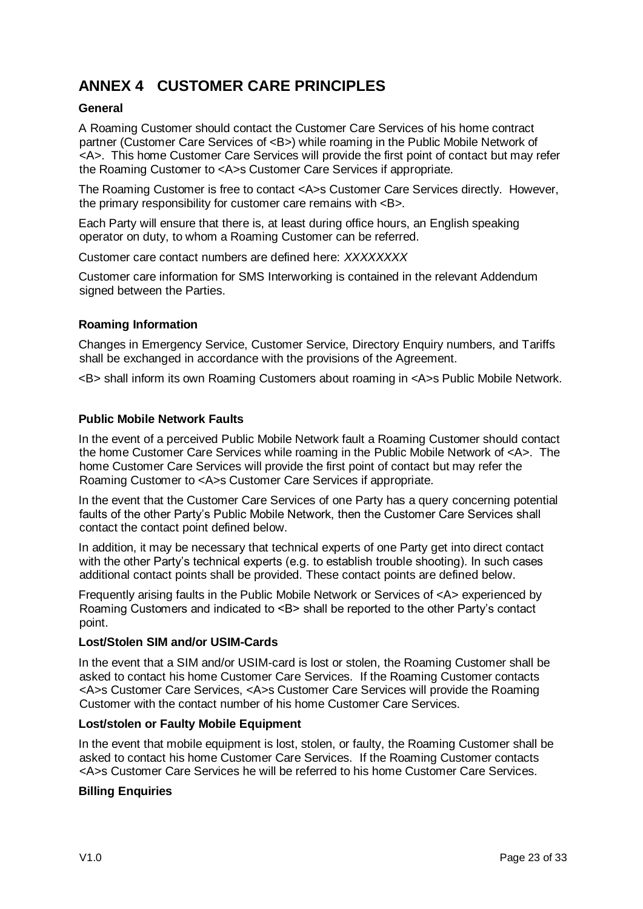# ANNEX 4 CUSTOMER CARE PRINCIPLES

### General

A Roaming Customer should contact the Customer Care Services of his home contract partner (Customer Care Services of <B>) while roaming in the Public Mobile Network of <A>. This home Customer Care Services will provide the first point of contact but may refer the Roaming Customer to <A>s Customer Care Services if appropriate.

The Roaming Customer is free to contact <A>s Customer Care Services directly. However, the primary responsibility for customer care remains with <B>.

Each Party will ensure that there is, at least during office hours, an English speaking operator on duty, to whom a Roaming Customer can be referred.

Customer care contact numbers are defined here: *XXXXXXXX*

Customer care information for SMS Interworking is contained in the relevant Addendum signed between the Parties.

### Roaming Information

Changes in Emergency Service, Customer Service, Directory Enquiry numbers, and Tariffs shall be exchanged in accordance with the provisions of the Agreement.

<B> shall inform its own Roaming Customers about roaming in <A>s Public Mobile Network.

### Public Mobile Network Faults

In the event of a perceived Public Mobile Network fault a Roaming Customer should contact the home Customer Care Services while roaming in the Public Mobile Network of <A>. The home Customer Care Services will provide the first point of contact but may refer the Roaming Customer to <A>s Customer Care Services if appropriate.

In the event that the Customer Care Services of one Party has a query concerning potential faults of the other Party's Public Mobile Network, then the Customer Care Services shall contact the contact point defined below.

In addition, it may be necessary that technical experts of one Party get into direct contact with the other Party's technical experts (e.g. to establish trouble shooting). In such cases additional contact points shall be provided. These contact points are defined below.

Frequently arising faults in the Public Mobile Network or Services of <A> experienced by Roaming Customers and indicated to <B> shall be reported to the other Party's contact point.

### Lost/Stolen SIM and/or USIM-Cards

In the event that a SIM and/or USIM-card is lost or stolen, the Roaming Customer shall be asked to contact his home Customer Care Services. If the Roaming Customer contacts <A>s Customer Care Services, <A>s Customer Care Services will provide the Roaming Customer with the contact number of his home Customer Care Services.

### Lost/stolen or Faulty Mobile Equipment

In the event that mobile equipment is lost, stolen, or faulty, the Roaming Customer shall be asked to contact his home Customer Care Services. If the Roaming Customer contacts <A>s Customer Care Services he will be referred to his home Customer Care Services.

### Billing Enquiries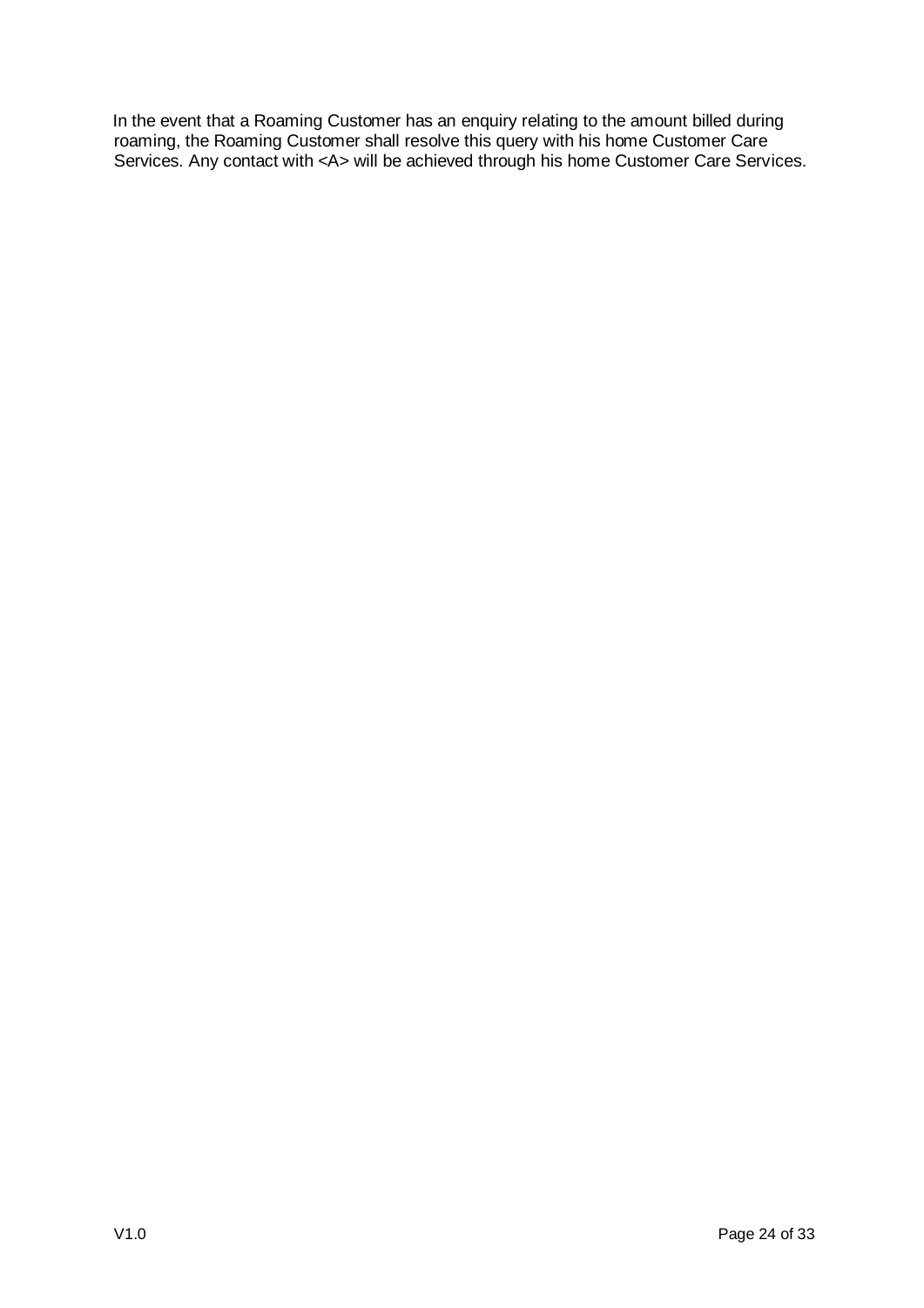In the event that a Roaming Customer has an enquiry relating to the amount billed during roaming, the Roaming Customer shall resolve this query with his home Customer Care Services. Any contact with <A> will be achieved through his home Customer Care Services.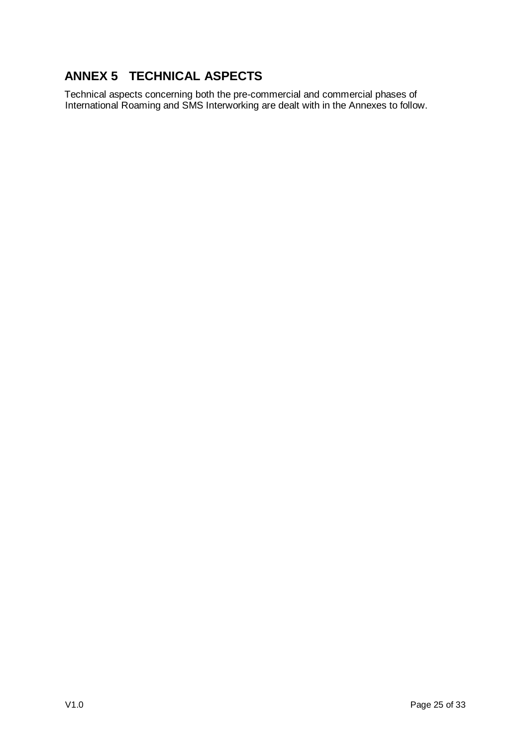# ANNEX 5 TECHNICAL ASPECTS

Technical aspects concerning both the pre-commercial and commercial phases of International Roaming and SMS Interworking are dealt with in the Annexes to follow.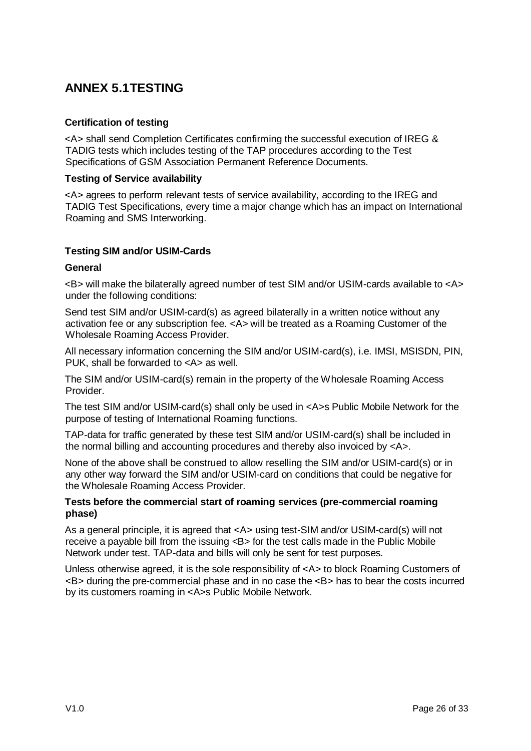# ANNEX 5.1TESTING

### Certification of testing

<A> shall send Completion Certificates confirming the successful execution of IREG & TADIG tests which includes testing of the TAP procedures according to the Test Specifications of GSM Association Permanent Reference Documents.

### Testing of Service availability

<A> agrees to perform relevant tests of service availability, according to the IREG and TADIG Test Specifications, every time a major change which has an impact on International Roaming and SMS Interworking.

### Testing SIM and/or USIM-Cards

#### General

<B> will make the bilaterally agreed number of test SIM and/or USIM-cards available to <A> under the following conditions:

Send test SIM and/or USIM-card(s) as agreed bilaterally in a written notice without any activation fee or any subscription fee. <A> will be treated as a Roaming Customer of the Wholesale Roaming Access Provider.

All necessary information concerning the SIM and/or USIM-card(s), i.e. IMSI, MSISDN, PIN, PUK, shall be forwarded to <A> as well.

The SIM and/or USIM-card(s) remain in the property of the Wholesale Roaming Access Provider.

The test SIM and/or USIM-card(s) shall only be used in <A>s Public Mobile Network for the purpose of testing of International Roaming functions.

TAP-data for traffic generated by these test SIM and/or USIM-card(s) shall be included in the normal billing and accounting procedures and thereby also invoiced by <A>.

None of the above shall be construed to allow reselling the SIM and/or USIM-card(s) or in any other way forward the SIM and/or USIM-card on conditions that could be negative for the Wholesale Roaming Access Provider.

#### Tests before the commercial start of roaming services (pre-commercial roaming phase)

As a general principle, it is agreed that <A> using test-SIM and/or USIM-card(s) will not receive a payable bill from the issuing <B> for the test calls made in the Public Mobile Network under test. TAP-data and bills will only be sent for test purposes.

Unless otherwise agreed, it is the sole responsibility of <A> to block Roaming Customers of <B> during the pre-commercial phase and in no case the <B> has to bear the costs incurred by its customers roaming in <A>s Public Mobile Network.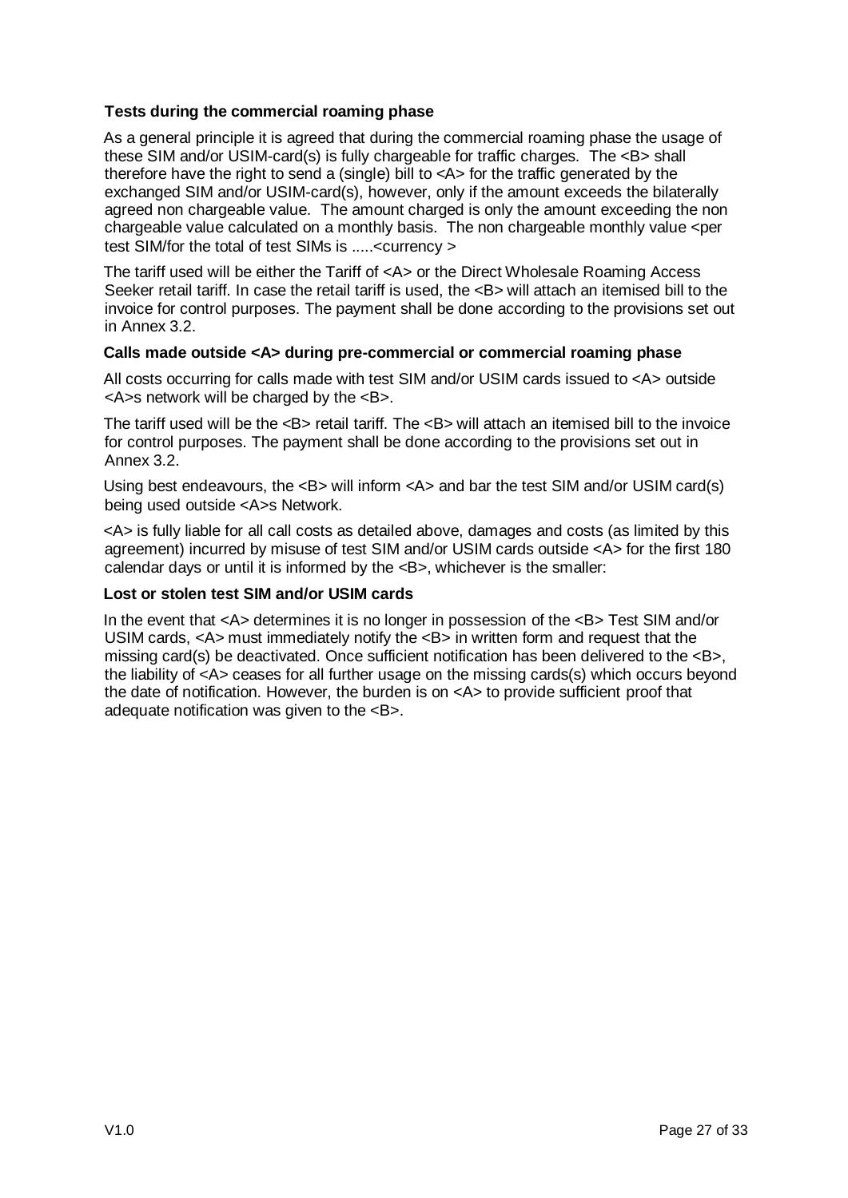**Tests during the commercial roaming phase**

As a general principle it is agreed that during the commercial roaming phase the usage of these SIM and/or USIM-card(s) is fully chargeable for traffic charges. The <B> shall therefore have the right to send a (single) bill to <A> for the traffic generated by the exchanged SIM and/or USIM-card(s), however, only if the amount exceeds the bilaterally agreed non chargeable value. The amount charged is only the amount exceeding the non chargeable value calculated on a monthly basis. The non chargeable monthly value <per test SIM/for the total of test SIMs is .....<currency >

The tariff used will be either the Tariff of <A> or the Direct Wholesale Roaming Access Seeker retail tariff. In case the retail tariff is used, the <B> will attach an itemised bill to the invoice for control purposes. The payment shall be done according to the provisions set out in Annex 3.2.

**Calls made outside <A> during pre-commercial or commercial roaming phase**

All costs occurring for calls made with test SIM and/or USIM cards issued to <A> outside <A>s network will be charged by the <B>.

The tariff used will be the <B> retail tariff. The <B> will attach an itemised bill to the invoice for control purposes. The payment shall be done according to the provisions set out in Annex 3.2.

Using best endeavours, the <B> will inform <A> and bar the test SIM and/or USIM card(s) being used outside <A>s Network.

<A> is fully liable for all call costs as detailed above, damages and costs (as limited by this agreement) incurred by misuse of test SIM and/or USIM cards outside <A> for the first 180 calendar days or until it is informed by the <B>, whichever is the smaller:

**Lost or stolen test SIM and/or USIM cards**

In the event that <A> determines it is no longer in possession of the <B> Test SIM and/or USIM cards, <A> must immediately notify the <B> in written form and request that the missing card(s) be deactivated. Once sufficient notification has been delivered to the <B>, the liability of <A> ceases for all further usage on the missing cards(s) which occurs beyond the date of notification. However, the burden is on <A> to provide sufficient proof that adequate notification was given to the <B>.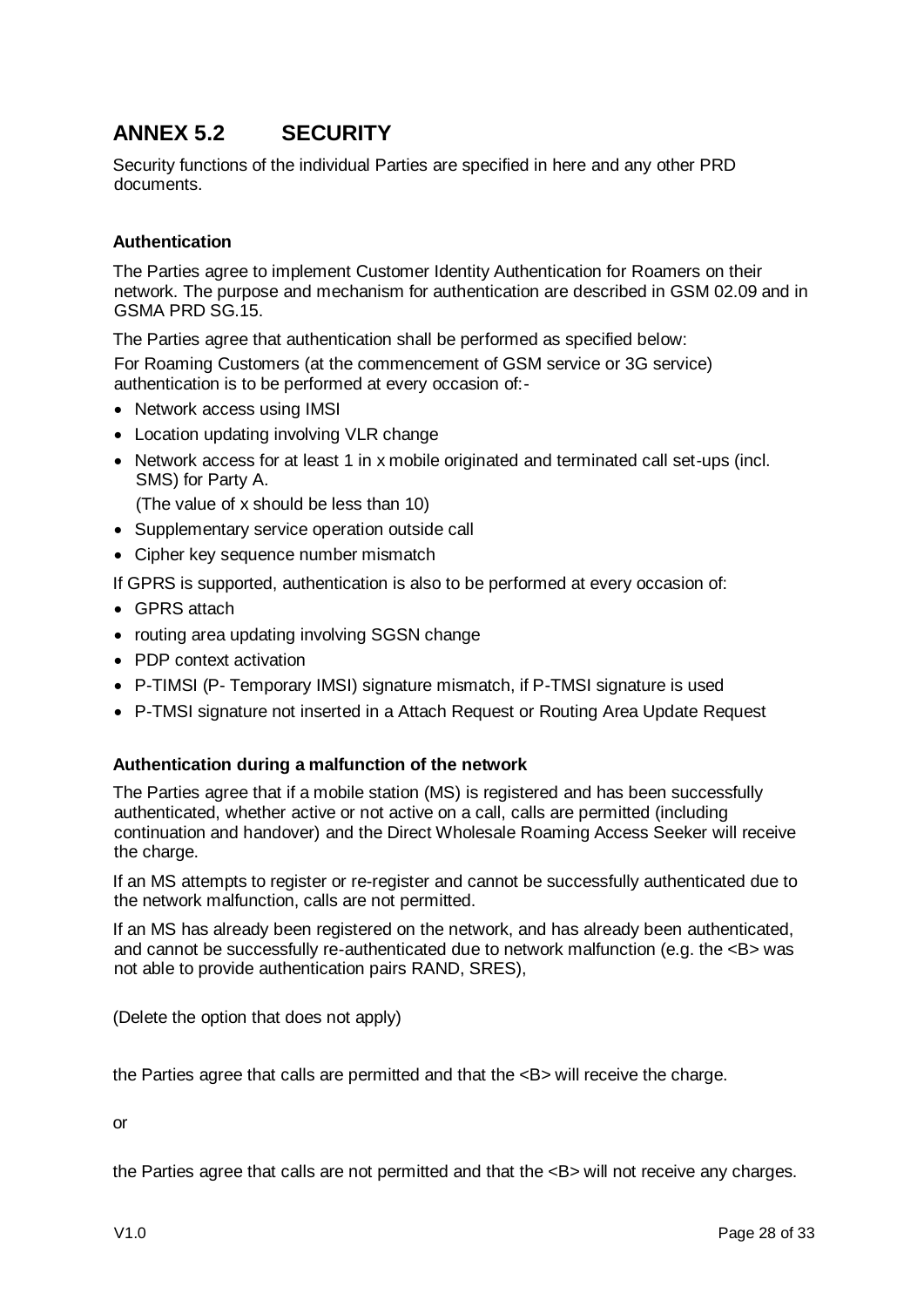## ANNEX 5.2 SECURITY

Security functions of the individual Parties are specified in here and any other PRD documents.

### Authentication

The Parties agree to implement Customer Identity Authentication for Roamers on their network. The purpose and mechanism for authentication are described in GSM 02.09 and in GSMA PRD SG.15.

The Parties agree that authentication shall be performed as specified below:

For Roaming Customers (at the commencement of GSM service or 3G service) authentication is to be performed at every occasion of:-

- Network access using IMSI
- Location updating involving VLR change
- Network access for at least 1 in x mobile originated and terminated call set-ups (incl. SMS) for Party A.

  (The value of x should be less than 10)
- Supplementary service operation outside call
- Cipher key sequence number mismatch

If GPRS is supported, authentication is also to be performed at every occasion of:

- GPRS attach
- routing area updating involving SGSN change
- PDP context activation
- P-TIMSI (P- Temporary IMSI) signature mismatch, if P-TMSI signature is used
- P-TMSI signature not inserted in a Attach Request or Routing Area Update Request

### Authentication during a malfunction of the network

The Parties agree that if a mobile station (MS) is registered and has been successfully authenticated, whether active or not active on a call, calls are permitted (including continuation and handover) and the Direct Wholesale Roaming Access Seeker will receive the charge.

If an MS attempts to register or re-register and cannot be successfully authenticated due to the network malfunction, calls are not permitted.

If an MS has already been registered on the network, and has already been authenticated, and cannot be successfully re-authenticated due to network malfunction (e.g. the <B> was not able to provide authentication pairs RAND, SRES),

(Delete the option that does not apply)

the Parties agree that calls are permitted and that the <B> will receive the charge.

or

the Parties agree that calls are not permitted and that the <B> will not receive any charges.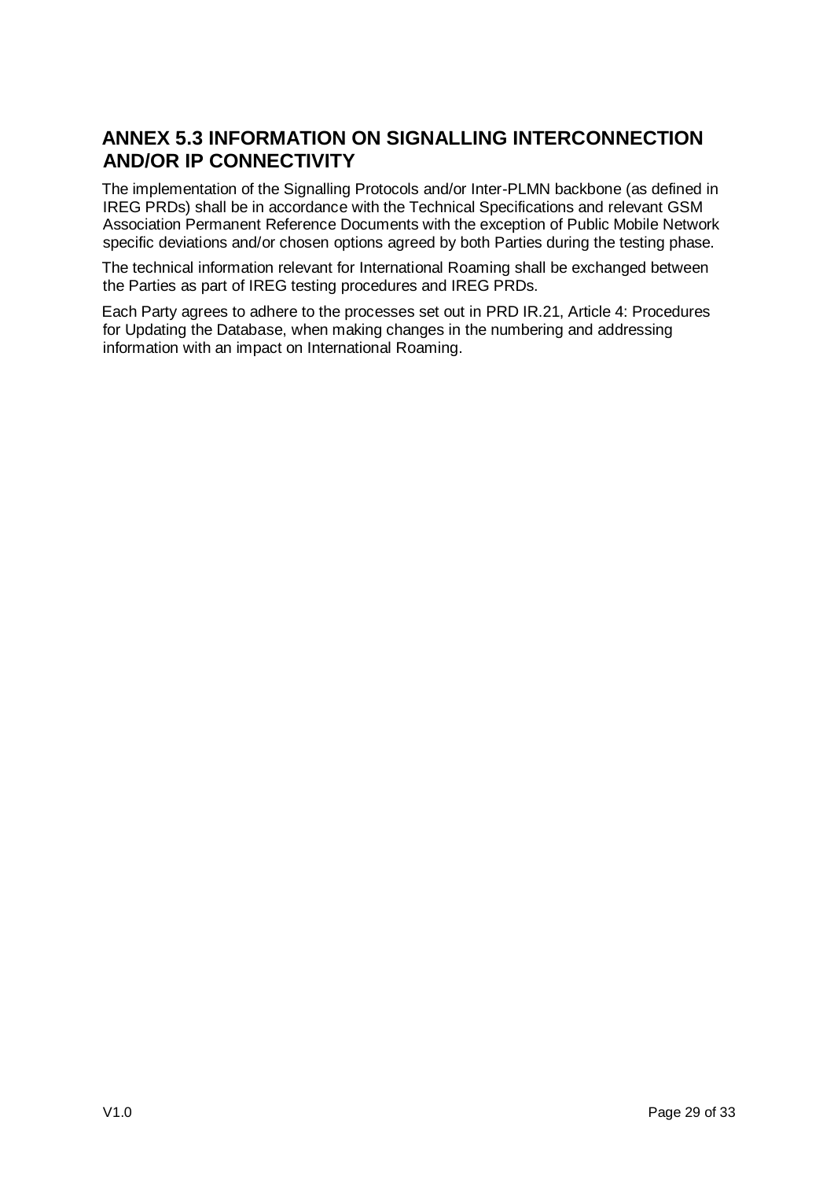## ANNEX 5.3 INFORMATION ON SIGNALLING INTERCONNECTION AND/OR IP CONNECTIVITY

The implementation of the Signalling Protocols and/or Inter-PLMN backbone (as defined in IREG PRDs) shall be in accordance with the Technical Specifications and relevant GSM Association Permanent Reference Documents with the exception of Public Mobile Network specific deviations and/or chosen options agreed by both Parties during the testing phase.

The technical information relevant for International Roaming shall be exchanged between the Parties as part of IREG testing procedures and IREG PRDs.

Each Party agrees to adhere to the processes set out in PRD IR.21, Article 4: Procedures for Updating the Database, when making changes in the numbering and addressing information with an impact on International Roaming.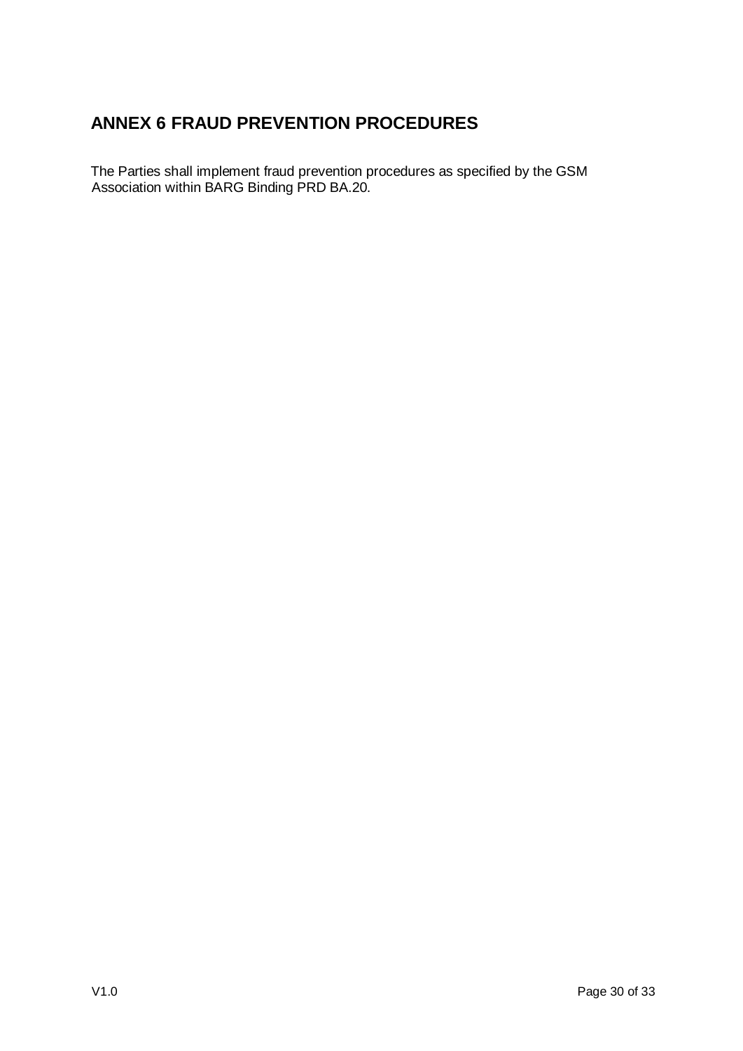# ANNEX 6 FRAUD PREVENTION PROCEDURES

The Parties shall implement fraud prevention procedures as specified by the GSM Association within BARG Binding PRD BA.20.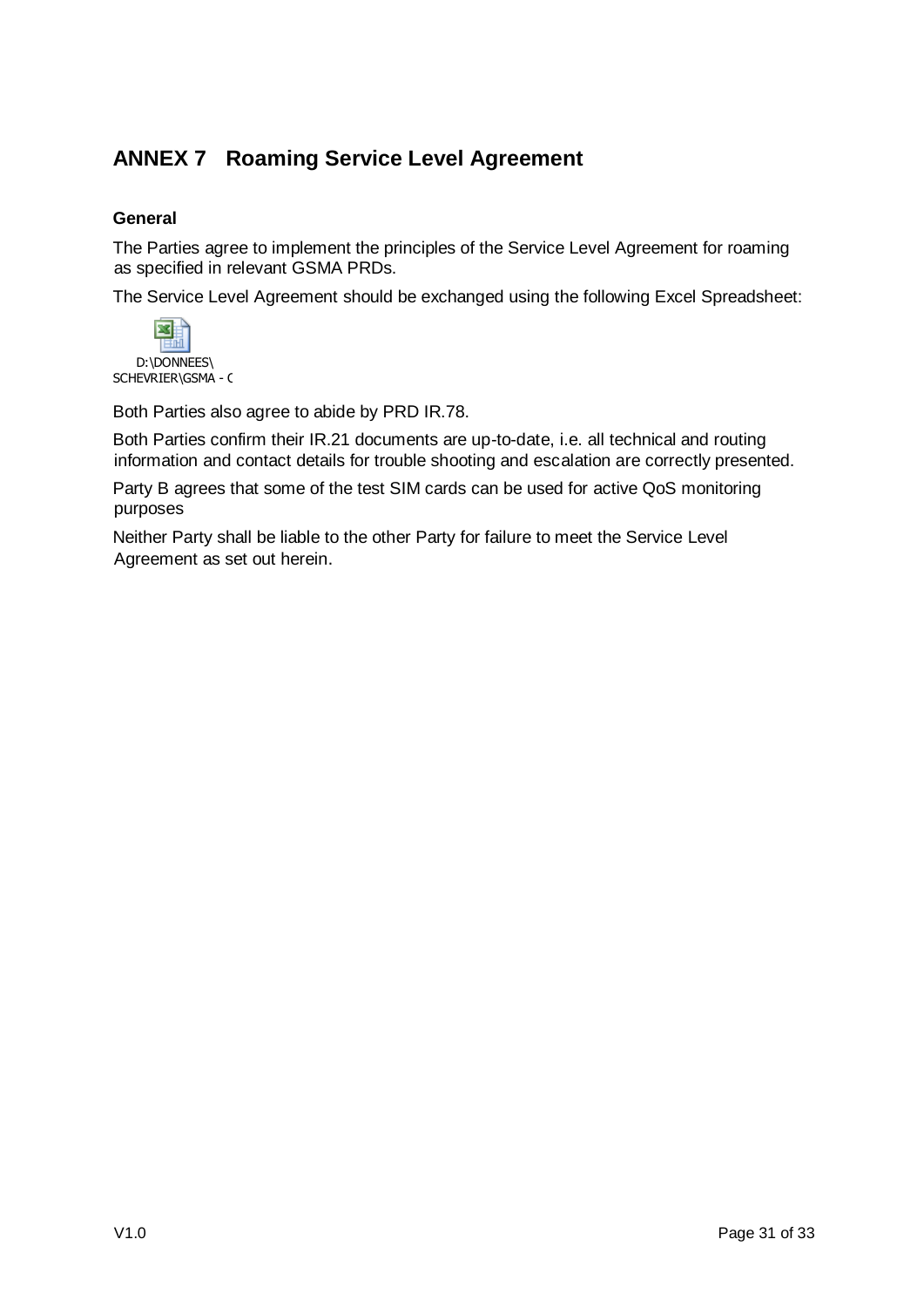# ANNEX 7 Roaming Service Level Agreement

### General

The Parties agree to implement the principles of the Service Level Agreement for roaming as specified in relevant GSMA PRDs.

The Service Level Agreement should be exchanged using the following Excel Spreadsheet:

D:\DONNEES\SCHEVRIER\GSMA - C

Both Parties also agree to abide by PRD IR.78.

Both Parties confirm their IR.21 documents are up-to-date, i.e. all technical and routing information and contact details for trouble shooting and escalation are correctly presented.

Party B agrees that some of the test SIM cards can be used for active QoS monitoring purposes

Neither Party shall be liable to the other Party for failure to meet the Service Level Agreement as set out herein.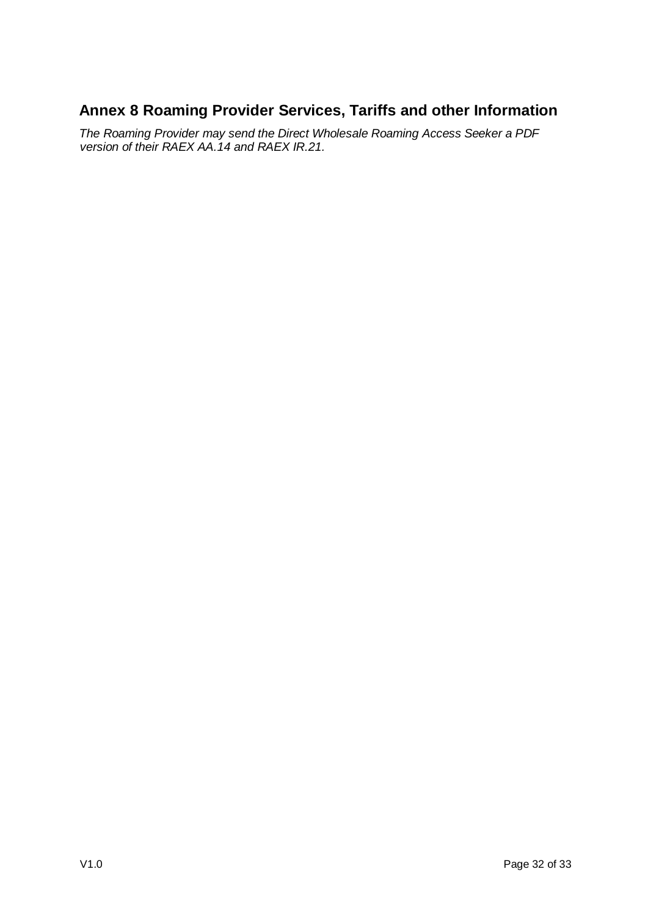## Annex 8 Roaming Provider Services, Tariffs and other Information

*The Roaming Provider may send the Direct Wholesale Roaming Access Seeker a PDF version of their RAEX AA.14 and RAEX IR.21.*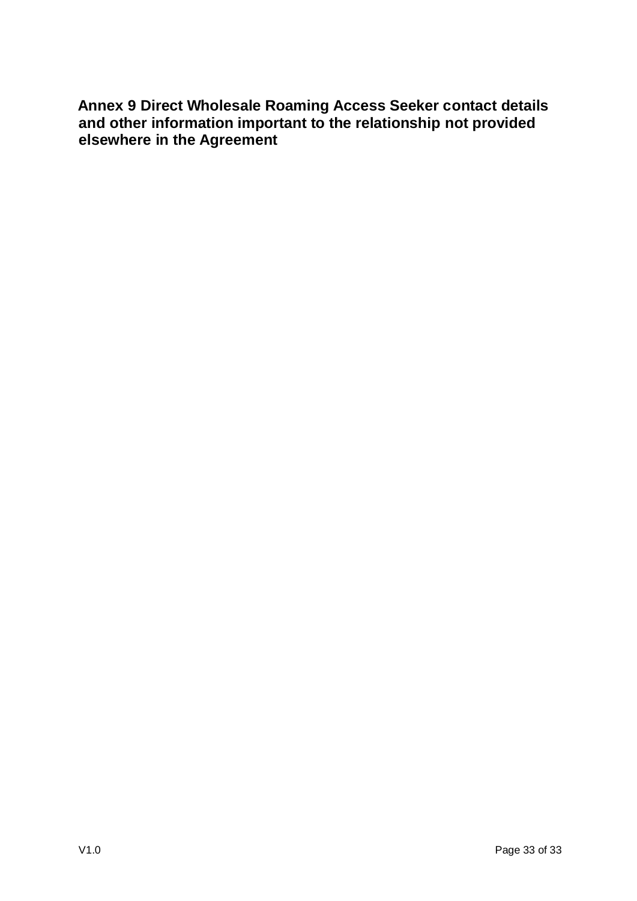## Annex 9 Direct Wholesale Roaming Access Seeker contact details and other information important to the relationship not provided elsewhere in the Agreement